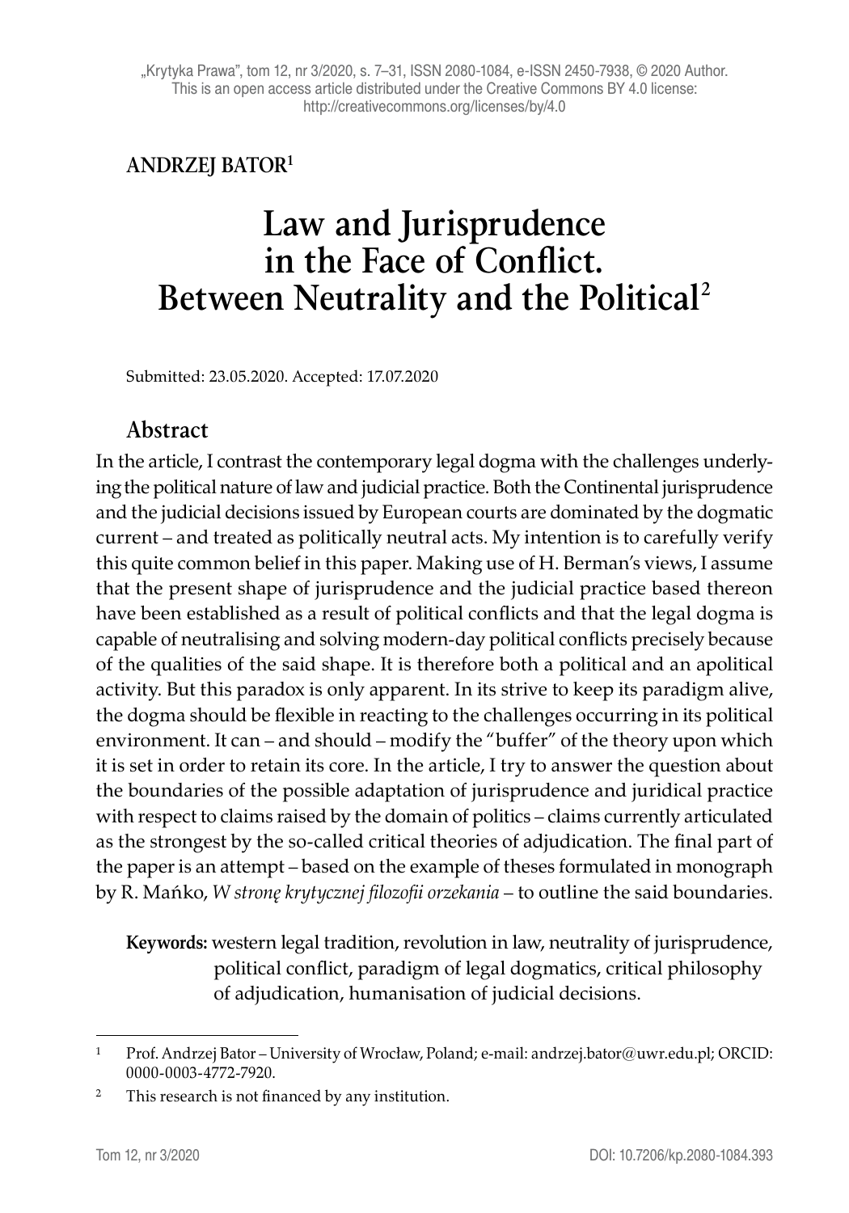**ANDRZEJ BATOR**[1]

# Law and Jurisprudence in the Face of Conflict. Between Neutrality and the Political[2]

Submitted: 23.05.2020. Accepted: 17.07.2020

## Abstract

In the article, I contrast the contemporary legal dogma with the challenges underlying the political nature of law and judicial practice. Both the Continental jurisprudence and the judicial decisions issued by European courts are dominated by the dogmatic current – and treated as politically neutral acts. My intention is to carefully verify this quite common belief in this paper. Making use of H. Berman's views, I assume that the present shape of jurisprudence and the judicial practice based thereon have been established as a result of political conflicts and that the legal dogma is capable of neutralising and solving modern-day political conflicts precisely because of the qualities of the said shape. It is therefore both a political and an apolitical activity. But this paradox is only apparent. In its strive to keep its paradigm alive, the dogma should be flexible in reacting to the challenges occurring in its political environment. It can – and should – modify the "buffer" of the theory upon which it is set in order to retain its core. In the article, I try to answer the question about the boundaries of the possible adaptation of jurisprudence and juridical practice with respect to claims raised by the domain of politics – claims currently articulated as the strongest by the so-called critical theories of adjudication. The final part of the paper is an attempt – based on the example of theses formulated in monograph by R. Mańko, *W stronę krytycznej filozofii orzekania* – to outline the said boundaries.

**Keywords:** western legal tradition, revolution in law, neutrality of jurisprudence, political conflict, paradigm of legal dogmatics, critical philosophy of adjudication, humanisation of judicial decisions.

---

[1] Prof. Andrzej Bator – University of Wrocław, Poland; e-mail: andrzej.bator@uwr.edu.pl; ORCID: 0000-0003-4772-7920.

[2] This research is not financed by any institution.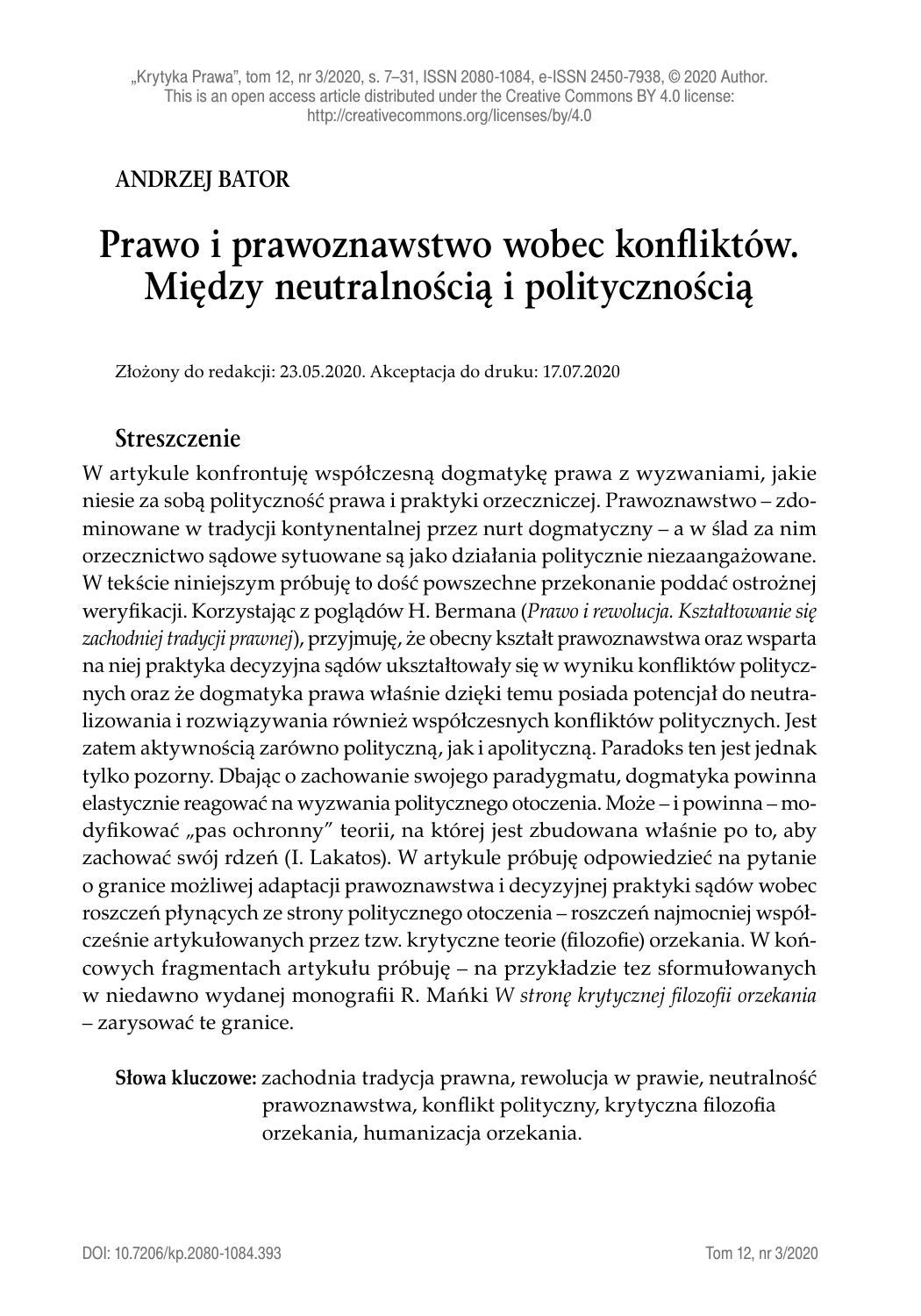ANDRZEJ BATOR

# Prawo i prawoznawstwo wobec konfliktów. Między neutralnością i politycznością

Złożony do redakcji: 23.05.2020. Akceptacja do druku: 17.07.2020

## Streszczenie

W artykule konfrontuję współczesną dogmatykę prawa z wyzwaniami, jakie niesie za sobą polityczność prawa i praktyki orzeczniczej. Prawoznawstwo – zdominowane w tradycji kontynentalnej przez nurt dogmatyczny – a w ślad za nim orzecznictwo sądowe sytuowane są jako działania politycznie niezaangażowane. W tekście niniejszym próbuję to dość powszechne przekonanie poddać ostrożnej weryfikacji. Korzystając z poglądów H. Bermana (*Prawo i rewolucja. Kształtowanie się zachodniej tradycji prawnej*), przyjmuję, że obecny kształt prawoznawstwa oraz wsparta na niej praktyka decyzyjna sądów ukształtowały się w wyniku konfliktów politycznych oraz że dogmatyka prawa właśnie dzięki temu posiada potencjał do neutralizowania i rozwiązywania również współczesnych konfliktów politycznych. Jest zatem aktywnością zarówno polityczną, jak i apolityczną. Paradoks ten jest jednak tylko pozorny. Dbając o zachowanie swojego paradygmatu, dogmatyka powinna elastycznie reagować na wyzwania politycznego otoczenia. Może – i powinna – modyfikować „pas ochronny" teorii, na której jest zbudowana właśnie po to, aby zachować swój rdzeń (I. Lakatos). W artykule próbuję odpowiedzieć na pytanie o granice możliwej adaptacji prawoznawstwa i decyzyjnej praktyki sądów wobec roszczeń płynących ze strony politycznego otoczenia – roszczeń najmocniej współcześnie artykułowanych przez tzw. krytyczne teorie (filozofie) orzekania. W końcowych fragmentach artykułu próbuję – na przykładzie tez sformułowanych w niedawno wydanej monografii R. Mańki *W stronę krytycznej filozofii orzekania* – zarysować te granice.

**Słowa kluczowe:** zachodnia tradycja prawna, rewolucja w prawie, neutralność prawoznawstwa, konflikt polityczny, krytyczna filozofia orzekania, humanizacja orzekania.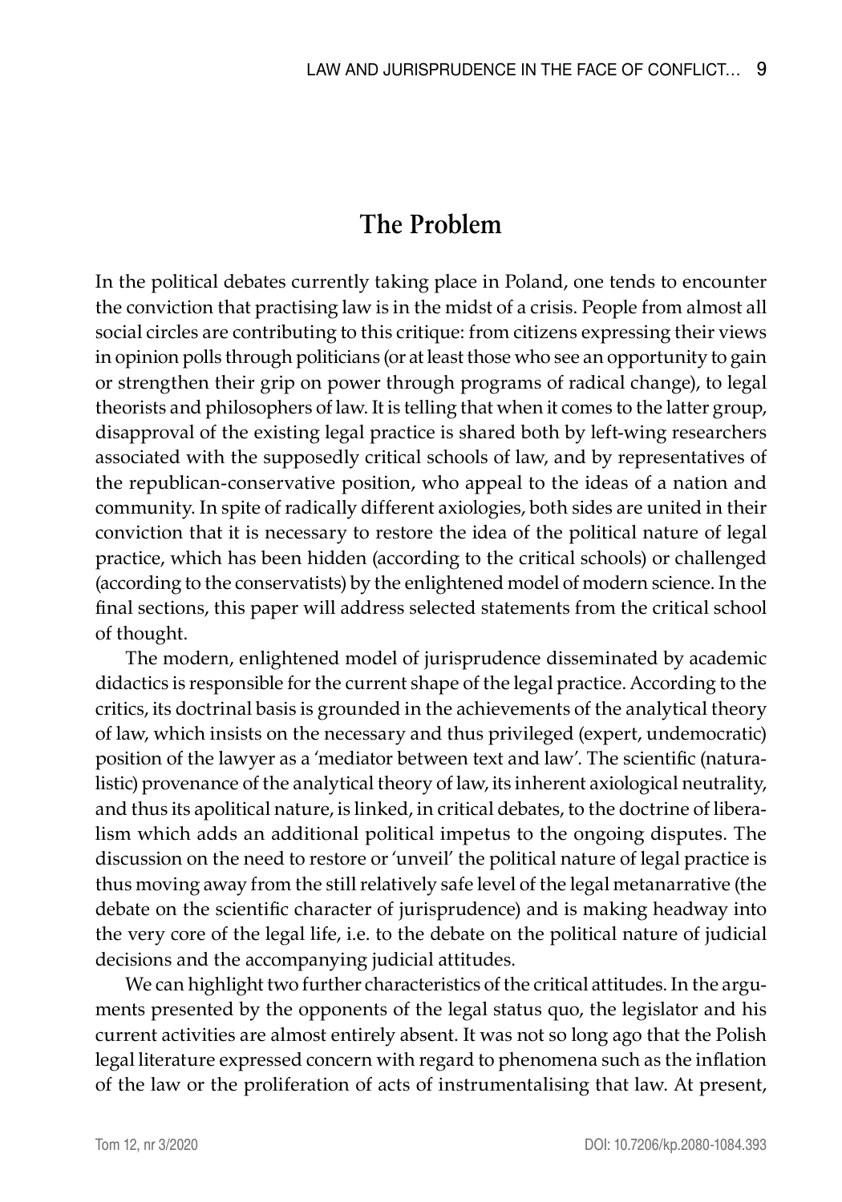## The Problem

In the political debates currently taking place in Poland, one tends to encounter the conviction that practising law is in the midst of a crisis. People from almost all social circles are contributing to this critique: from citizens expressing their views in opinion polls through politicians (or at least those who see an opportunity to gain or strengthen their grip on power through programs of radical change), to legal theorists and philosophers of law. It is telling that when it comes to the latter group, disapproval of the existing legal practice is shared both by left-wing researchers associated with the supposedly critical schools of law, and by representatives of the republican-conservative position, who appeal to the ideas of a nation and community. In spite of radically different axiologies, both sides are united in their conviction that it is necessary to restore the idea of the political nature of legal practice, which has been hidden (according to the critical schools) or challenged (according to the conservatists) by the enlightened model of modern science. In the final sections, this paper will address selected statements from the critical school of thought.

The modern, enlightened model of jurisprudence disseminated by academic didactics is responsible for the current shape of the legal practice. According to the critics, its doctrinal basis is grounded in the achievements of the analytical theory of law, which insists on the necessary and thus privileged (expert, undemocratic) position of the lawyer as a 'mediator between text and law'. The scientific (naturalistic) provenance of the analytical theory of law, its inherent axiological neutrality, and thus its apolitical nature, is linked, in critical debates, to the doctrine of liberalism which adds an additional political impetus to the ongoing disputes. The discussion on the need to restore or 'unveil' the political nature of legal practice is thus moving away from the still relatively safe level of the legal metanarrative (the debate on the scientific character of jurisprudence) and is making headway into the very core of the legal life, i.e. to the debate on the political nature of judicial decisions and the accompanying judicial attitudes.

We can highlight two further characteristics of the critical attitudes. In the arguments presented by the opponents of the legal status quo, the legislator and his current activities are almost entirely absent. It was not so long ago that the Polish legal literature expressed concern with regard to phenomena such as the inflation of the law or the proliferation of acts of instrumentalising that law. At present,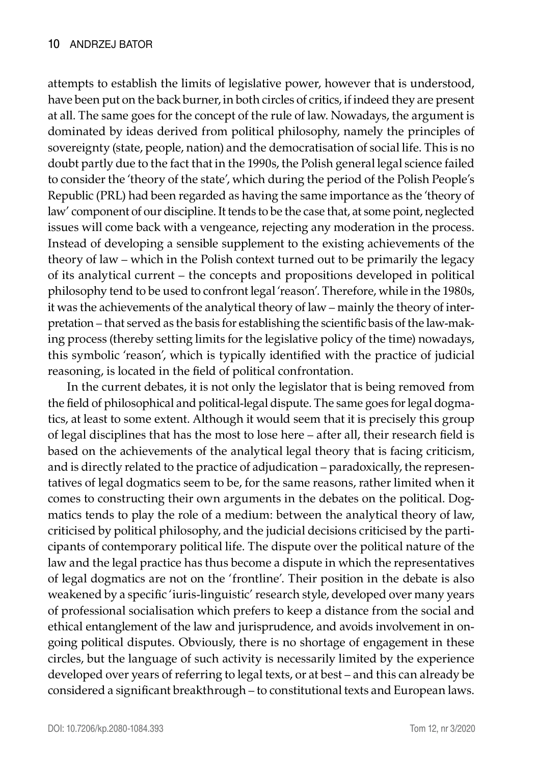attempts to establish the limits of legislative power, however that is understood, have been put on the back burner, in both circles of critics, if indeed they are present at all. The same goes for the concept of the rule of law. Nowadays, the argument is dominated by ideas derived from political philosophy, namely the principles of sovereignty (state, people, nation) and the democratisation of social life. This is no doubt partly due to the fact that in the 1990s, the Polish general legal science failed to consider the 'theory of the state', which during the period of the Polish People's Republic (PRL) had been regarded as having the same importance as the 'theory of law' component of our discipline. It tends to be the case that, at some point, neglected issues will come back with a vengeance, rejecting any moderation in the process. Instead of developing a sensible supplement to the existing achievements of the theory of law – which in the Polish context turned out to be primarily the legacy of its analytical current – the concepts and propositions developed in political philosophy tend to be used to confront legal 'reason'. Therefore, while in the 1980s, it was the achievements of the analytical theory of law – mainly the theory of interpretation – that served as the basis for establishing the scientific basis of the law-making process (thereby setting limits for the legislative policy of the time) nowadays, this symbolic 'reason', which is typically identified with the practice of judicial reasoning, is located in the field of political confrontation.

In the current debates, it is not only the legislator that is being removed from the field of philosophical and political-legal dispute. The same goes for legal dogmatics, at least to some extent. Although it would seem that it is precisely this group of legal disciplines that has the most to lose here – after all, their research field is based on the achievements of the analytical legal theory that is facing criticism, and is directly related to the practice of adjudication – paradoxically, the representatives of legal dogmatics seem to be, for the same reasons, rather limited when it comes to constructing their own arguments in the debates on the political. Dogmatics tends to play the role of a medium: between the analytical theory of law, criticised by political philosophy, and the judicial decisions criticised by the participants of contemporary political life. The dispute over the political nature of the law and the legal practice has thus become a dispute in which the representatives of legal dogmatics are not on the 'frontline'. Their position in the debate is also weakened by a specific 'iuris-linguistic' research style, developed over many years of professional socialisation which prefers to keep a distance from the social and ethical entanglement of the law and jurisprudence, and avoids involvement in ongoing political disputes. Obviously, there is no shortage of engagement in these circles, but the language of such activity is necessarily limited by the experience developed over years of referring to legal texts, or at best – and this can already be considered a significant breakthrough – to constitutional texts and European laws.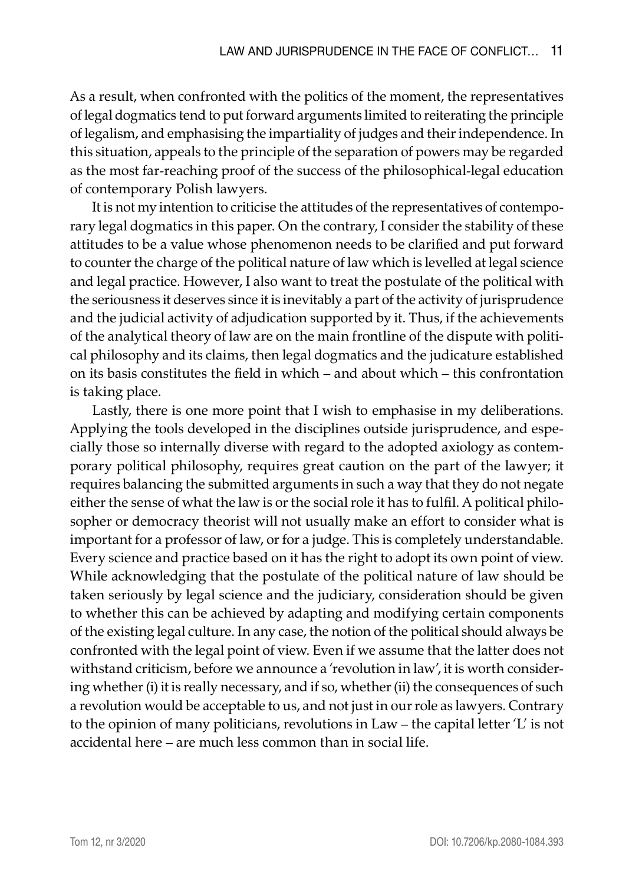As a result, when confronted with the politics of the moment, the representatives of legal dogmatics tend to put forward arguments limited to reiterating the principle of legalism, and emphasising the impartiality of judges and their independence. In this situation, appeals to the principle of the separation of powers may be regarded as the most far-reaching proof of the success of the philosophical-legal education of contemporary Polish lawyers.

It is not my intention to criticise the attitudes of the representatives of contemporary legal dogmatics in this paper. On the contrary, I consider the stability of these attitudes to be a value whose phenomenon needs to be clarified and put forward to counter the charge of the political nature of law which is levelled at legal science and legal practice. However, I also want to treat the postulate of the political with the seriousness it deserves since it is inevitably a part of the activity of jurisprudence and the judicial activity of adjudication supported by it. Thus, if the achievements of the analytical theory of law are on the main frontline of the dispute with political philosophy and its claims, then legal dogmatics and the judicature established on its basis constitutes the field in which – and about which – this confrontation is taking place.

Lastly, there is one more point that I wish to emphasise in my deliberations. Applying the tools developed in the disciplines outside jurisprudence, and especially those so internally diverse with regard to the adopted axiology as contemporary political philosophy, requires great caution on the part of the lawyer; it requires balancing the submitted arguments in such a way that they do not negate either the sense of what the law is or the social role it has to fulfil. A political philosopher or democracy theorist will not usually make an effort to consider what is important for a professor of law, or for a judge. This is completely understandable. Every science and practice based on it has the right to adopt its own point of view. While acknowledging that the postulate of the political nature of law should be taken seriously by legal science and the judiciary, consideration should be given to whether this can be achieved by adapting and modifying certain components of the existing legal culture. In any case, the notion of the political should always be confronted with the legal point of view. Even if we assume that the latter does not withstand criticism, before we announce a 'revolution in law', it is worth considering whether (i) it is really necessary, and if so, whether (ii) the consequences of such a revolution would be acceptable to us, and not just in our role as lawyers. Contrary to the opinion of many politicians, revolutions in Law – the capital letter 'L' is not accidental here – are much less common than in social life.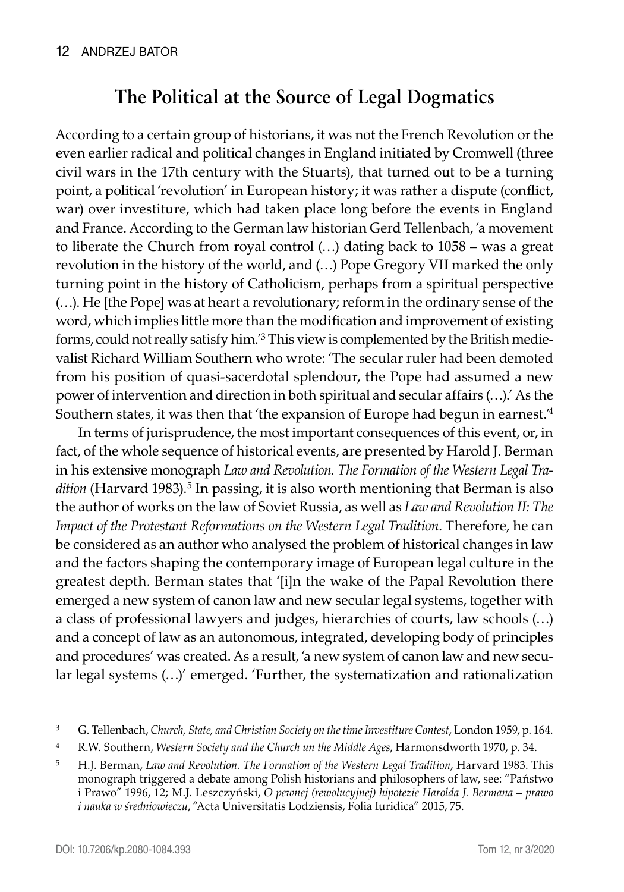## The Political at the Source of Legal Dogmatics

According to a certain group of historians, it was not the French Revolution or the even earlier radical and political changes in England initiated by Cromwell (three civil wars in the 17th century with the Stuarts), that turned out to be a turning point, a political 'revolution' in European history; it was rather a dispute (conflict, war) over investiture, which had taken place long before the events in England and France. According to the German law historian Gerd Tellenbach, 'a movement to liberate the Church from royal control (…) dating back to 1058 – was a great revolution in the history of the world, and (…) Pope Gregory VII marked the only turning point in the history of Catholicism, perhaps from a spiritual perspective (…). He [the Pope] was at heart a revolutionary; reform in the ordinary sense of the word, which implies little more than the modification and improvement of existing forms, could not really satisfy him.'[3] This view is complemented by the British medievalist Richard William Southern who wrote: 'The secular ruler had been demoted from his position of quasi-sacerdotal splendour, the Pope had assumed a new power of intervention and direction in both spiritual and secular affairs (…).' As the Southern states, it was then that 'the expansion of Europe had begun in earnest.'[4]

In terms of jurisprudence, the most important consequences of this event, or, in fact, of the whole sequence of historical events, are presented by Harold J. Berman in his extensive monograph *Law and Revolution. The Formation of the Western Legal Tradition* (Harvard 1983).[5] In passing, it is also worth mentioning that Berman is also the author of works on the law of Soviet Russia, as well as *Law and Revolution II: The Impact of the Protestant Reformations on the Western Legal Tradition*. Therefore, he can be considered as an author who analysed the problem of historical changes in law and the factors shaping the contemporary image of European legal culture in the greatest depth. Berman states that '[i]n the wake of the Papal Revolution there emerged a new system of canon law and new secular legal systems, together with a class of professional lawyers and judges, hierarchies of courts, law schools (…) and a concept of law as an autonomous, integrated, developing body of principles and procedures' was created. As a result, 'a new system of canon law and new secular legal systems (…)' emerged. 'Further, the systematization and rationalization

---

[3] G. Tellenbach, *Church, State, and Christian Society on the time Investiture Contest*, London 1959, p. 164.

[4] R.W. Southern, *Western Society and the Church un the Middle Ages*, Harmonsdworth 1970, p. 34.

[5] H.J. Berman, *Law and Revolution. The Formation of the Western Legal Tradition*, Harvard 1983. This monograph triggered a debate among Polish historians and philosophers of law, see: "Państwo i Prawo" 1996, 12; M.J. Leszczyński, *O pewnej (rewolucyjnej) hipotezie Harolda J. Bermana – prawo i nauka w średniowieczu*, "Acta Universitatis Lodziensis, Folia Iuridica" 2015, 75.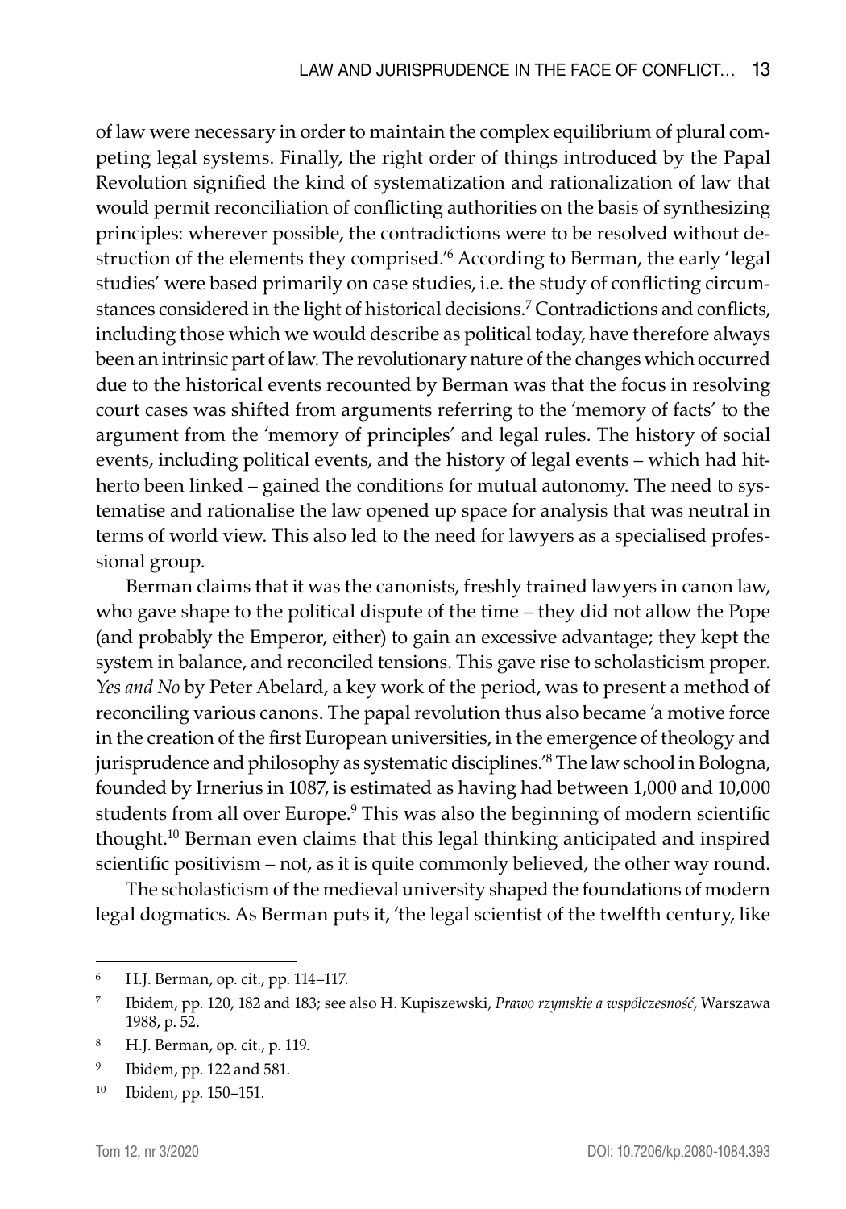of law were necessary in order to maintain the complex equilibrium of plural competing legal systems. Finally, the right order of things introduced by the Papal Revolution signified the kind of systematization and rationalization of law that would permit reconciliation of conflicting authorities on the basis of synthesizing principles: wherever possible, the contradictions were to be resolved without destruction of the elements they comprised.'[6] According to Berman, the early 'legal studies' were based primarily on case studies, i.e. the study of conflicting circumstances considered in the light of historical decisions.[7] Contradictions and conflicts, including those which we would describe as political today, have therefore always been an intrinsic part of law. The revolutionary nature of the changes which occurred due to the historical events recounted by Berman was that the focus in resolving court cases was shifted from arguments referring to the 'memory of facts' to the argument from the 'memory of principles' and legal rules. The history of social events, including political events, and the history of legal events – which had hitherto been linked – gained the conditions for mutual autonomy. The need to systematise and rationalise the law opened up space for analysis that was neutral in terms of world view. This also led to the need for lawyers as a specialised professional group.

Berman claims that it was the canonists, freshly trained lawyers in canon law, who gave shape to the political dispute of the time – they did not allow the Pope (and probably the Emperor, either) to gain an excessive advantage; they kept the system in balance, and reconciled tensions. This gave rise to scholasticism proper. *Yes and No* by Peter Abelard, a key work of the period, was to present a method of reconciling various canons. The papal revolution thus also became 'a motive force in the creation of the first European universities, in the emergence of theology and jurisprudence and philosophy as systematic disciplines.'[8] The law school in Bologna, founded by Irnerius in 1087, is estimated as having had between 1,000 and 10,000 students from all over Europe.[9] This was also the beginning of modern scientific thought.[10] Berman even claims that this legal thinking anticipated and inspired scientific positivism – not, as it is quite commonly believed, the other way round.

The scholasticism of the medieval university shaped the foundations of modern legal dogmatics. As Berman puts it, 'the legal scientist of the twelfth century, like

---

[6] H.J. Berman, op. cit., pp. 114–117.

[7] Ibidem, pp. 120, 182 and 183; see also H. Kupiszewski, *Prawo rzymskie a współczesność*, Warszawa 1988, p. 52.

[8] H.J. Berman, op. cit., p. 119.

[9] Ibidem, pp. 122 and 581.

[10] Ibidem, pp. 150–151.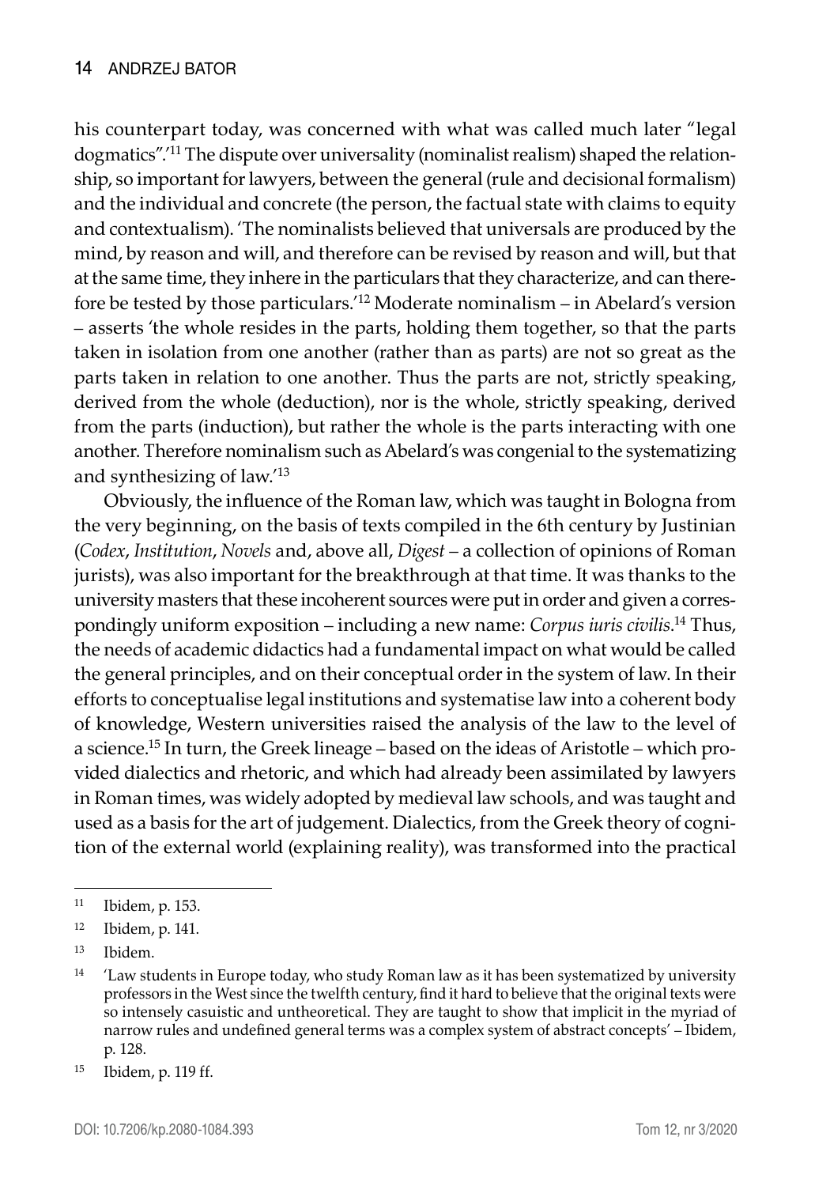his counterpart today, was concerned with what was called much later "legal dogmatics".'[11] The dispute over universality (nominalist realism) shaped the relationship, so important for lawyers, between the general (rule and decisional formalism) and the individual and concrete (the person, the factual state with claims to equity and contextualism). 'The nominalists believed that universals are produced by the mind, by reason and will, and therefore can be revised by reason and will, but that at the same time, they inhere in the particulars that they characterize, and can therefore be tested by those particulars.'[12] Moderate nominalism – in Abelard's version – asserts 'the whole resides in the parts, holding them together, so that the parts taken in isolation from one another (rather than as parts) are not so great as the parts taken in relation to one another. Thus the parts are not, strictly speaking, derived from the whole (deduction), nor is the whole, strictly speaking, derived from the parts (induction), but rather the whole is the parts interacting with one another. Therefore nominalism such as Abelard's was congenial to the systematizing and synthesizing of law.'[13]

Obviously, the influence of the Roman law, which was taught in Bologna from the very beginning, on the basis of texts compiled in the 6th century by Justinian (*Codex*, *Institution*, *Novels* and, above all, *Digest* – a collection of opinions of Roman jurists), was also important for the breakthrough at that time. It was thanks to the university masters that these incoherent sources were put in order and given a correspondingly uniform exposition – including a new name: *Corpus iuris civilis*.[14] Thus, the needs of academic didactics had a fundamental impact on what would be called the general principles, and on their conceptual order in the system of law. In their efforts to conceptualise legal institutions and systematise law into a coherent body of knowledge, Western universities raised the analysis of the law to the level of a science.[15] In turn, the Greek lineage – based on the ideas of Aristotle – which provided dialectics and rhetoric, and which had already been assimilated by lawyers in Roman times, was widely adopted by medieval law schools, and was taught and used as a basis for the art of judgement. Dialectics, from the Greek theory of cognition of the external world (explaining reality), was transformed into the practical

---

[11] Ibidem, p. 153.

[12] Ibidem, p. 141.

[13] Ibidem.

[14] 'Law students in Europe today, who study Roman law as it has been systematized by university professors in the West since the twelfth century, find it hard to believe that the original texts were so intensely casuistic and untheoretical. They are taught to show that implicit in the myriad of narrow rules and undefined general terms was a complex system of abstract concepts' – Ibidem, p. 128.

[15] Ibidem, p. 119 ff.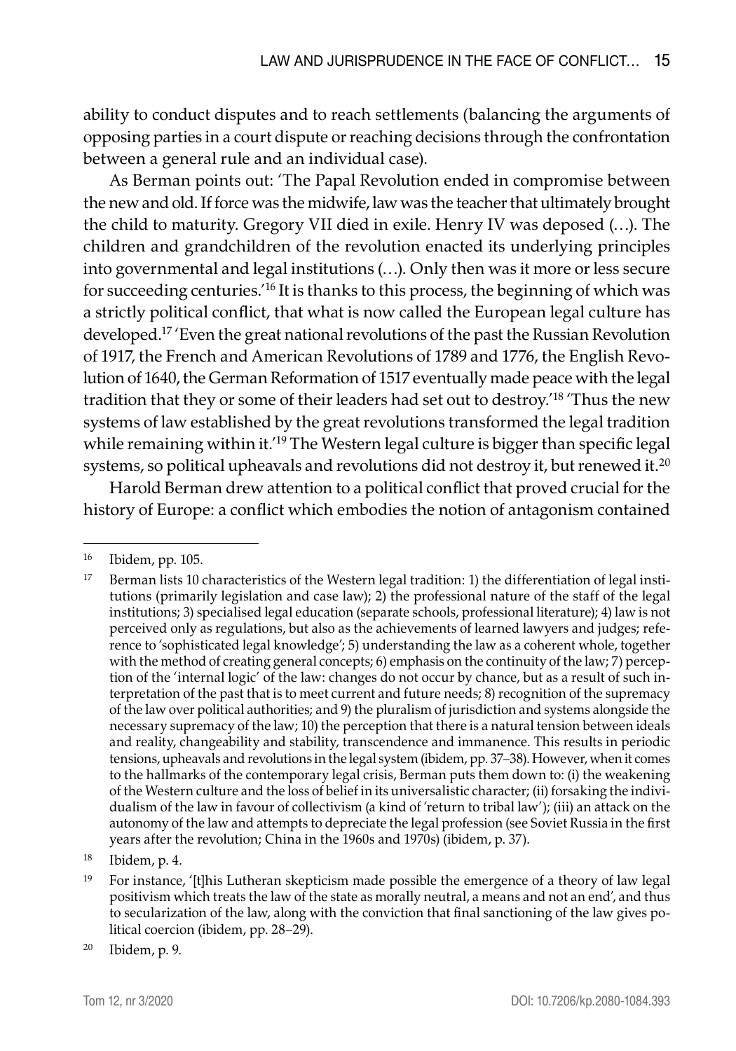ability to conduct disputes and to reach settlements (balancing the arguments of opposing parties in a court dispute or reaching decisions through the confrontation between a general rule and an individual case).

As Berman points out: 'The Papal Revolution ended in compromise between the new and old. If force was the midwife, law was the teacher that ultimately brought the child to maturity. Gregory VII died in exile. Henry IV was deposed (…). The children and grandchildren of the revolution enacted its underlying principles into governmental and legal institutions (…). Only then was it more or less secure for succeeding centuries.'[16] It is thanks to this process, the beginning of which was a strictly political conflict, that what is now called the European legal culture has developed.[17] 'Even the great national revolutions of the past the Russian Revolution of 1917, the French and American Revolutions of 1789 and 1776, the English Revolution of 1640, the German Reformation of 1517 eventually made peace with the legal tradition that they or some of their leaders had set out to destroy.'[18] 'Thus the new systems of law established by the great revolutions transformed the legal tradition while remaining within it.'[19] The Western legal culture is bigger than specific legal systems, so political upheavals and revolutions did not destroy it, but renewed it.[20]

Harold Berman drew attention to a political conflict that proved crucial for the history of Europe: a conflict which embodies the notion of antagonism contained

---

[16] Ibidem, pp. 105.

[17] Berman lists 10 characteristics of the Western legal tradition: 1) the differentiation of legal institutions (primarily legislation and case law); 2) the professional nature of the staff of the legal institutions; 3) specialised legal education (separate schools, professional literature); 4) law is not perceived only as regulations, but also as the achievements of learned lawyers and judges; reference to 'sophisticated legal knowledge'; 5) understanding the law as a coherent whole, together with the method of creating general concepts; 6) emphasis on the continuity of the law; 7) perception of the 'internal logic' of the law: changes do not occur by chance, but as a result of such interpretation of the past that is to meet current and future needs; 8) recognition of the supremacy of the law over political authorities; and 9) the pluralism of jurisdiction and systems alongside the necessary supremacy of the law; 10) the perception that there is a natural tension between ideals and reality, changeability and stability, transcendence and immanence. This results in periodic tensions, upheavals and revolutions in the legal system (ibidem, pp. 37–38). However, when it comes to the hallmarks of the contemporary legal crisis, Berman puts them down to: (i) the weakening of the Western culture and the loss of belief in its universalistic character; (ii) forsaking the individualism of the law in favour of collectivism (a kind of 'return to tribal law'); (iii) an attack on the autonomy of the law and attempts to depreciate the legal profession (see Soviet Russia in the first years after the revolution; China in the 1960s and 1970s) (ibidem, p. 37).

[18] Ibidem, p. 4.

[19] For instance, '[t]his Lutheran skepticism made possible the emergence of a theory of law legal positivism which treats the law of the state as morally neutral, a means and not an end', and thus to secularization of the law, along with the conviction that final sanctioning of the law gives political coercion (ibidem, pp. 28–29).

[20] Ibidem, p. 9.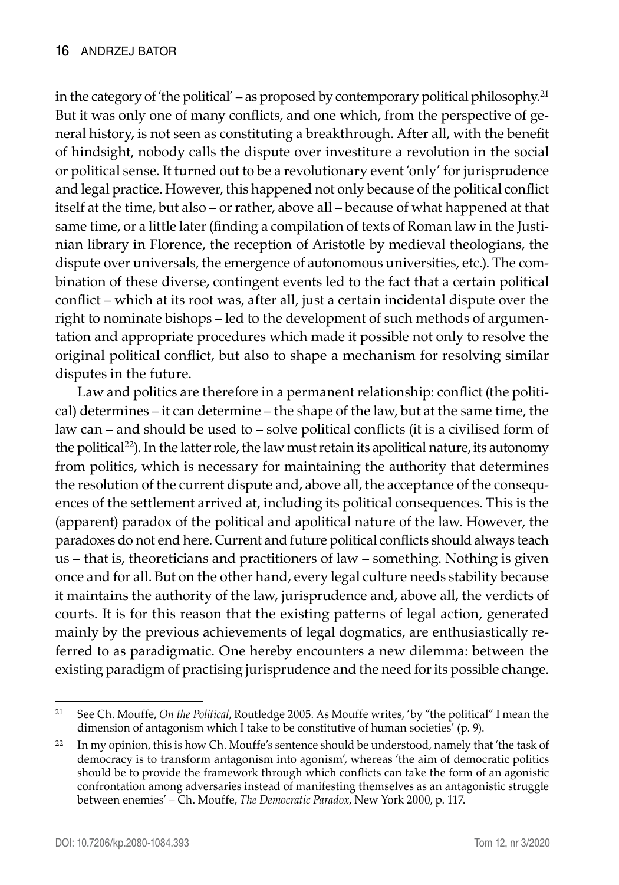in the category of 'the political' – as proposed by contemporary political philosophy.[21] But it was only one of many conflicts, and one which, from the perspective of general history, is not seen as constituting a breakthrough. After all, with the benefit of hindsight, nobody calls the dispute over investiture a revolution in the social or political sense. It turned out to be a revolutionary event 'only' for jurisprudence and legal practice. However, this happened not only because of the political conflict itself at the time, but also – or rather, above all – because of what happened at that same time, or a little later (finding a compilation of texts of Roman law in the Justinian library in Florence, the reception of Aristotle by medieval theologians, the dispute over universals, the emergence of autonomous universities, etc.). The combination of these diverse, contingent events led to the fact that a certain political conflict – which at its root was, after all, just a certain incidental dispute over the right to nominate bishops – led to the development of such methods of argumentation and appropriate procedures which made it possible not only to resolve the original political conflict, but also to shape a mechanism for resolving similar disputes in the future.

Law and politics are therefore in a permanent relationship: conflict (the political) determines – it can determine – the shape of the law, but at the same time, the law can – and should be used to – solve political conflicts (it is a civilised form of the political[22]). In the latter role, the law must retain its apolitical nature, its autonomy from politics, which is necessary for maintaining the authority that determines the resolution of the current dispute and, above all, the acceptance of the consequences of the settlement arrived at, including its political consequences. This is the (apparent) paradox of the political and apolitical nature of the law. However, the paradoxes do not end here. Current and future political conflicts should always teach us – that is, theoreticians and practitioners of law – something. Nothing is given once and for all. But on the other hand, every legal culture needs stability because it maintains the authority of the law, jurisprudence and, above all, the verdicts of courts. It is for this reason that the existing patterns of legal action, generated mainly by the previous achievements of legal dogmatics, are enthusiastically referred to as paradigmatic. One hereby encounters a new dilemma: between the existing paradigm of practising jurisprudence and the need for its possible change.

---

[21] See Ch. Mouffe, *On the Political*, Routledge 2005. As Mouffe writes, 'by "the political" I mean the dimension of antagonism which I take to be constitutive of human societies' (p. 9).

[22] In my opinion, this is how Ch. Mouffe's sentence should be understood, namely that 'the task of democracy is to transform antagonism into agonism', whereas 'the aim of democratic politics should be to provide the framework through which conflicts can take the form of an agonistic confrontation among adversaries instead of manifesting themselves as an antagonistic struggle between enemies' – Ch. Mouffe, *The Democratic Paradox*, New York 2000, p. 117.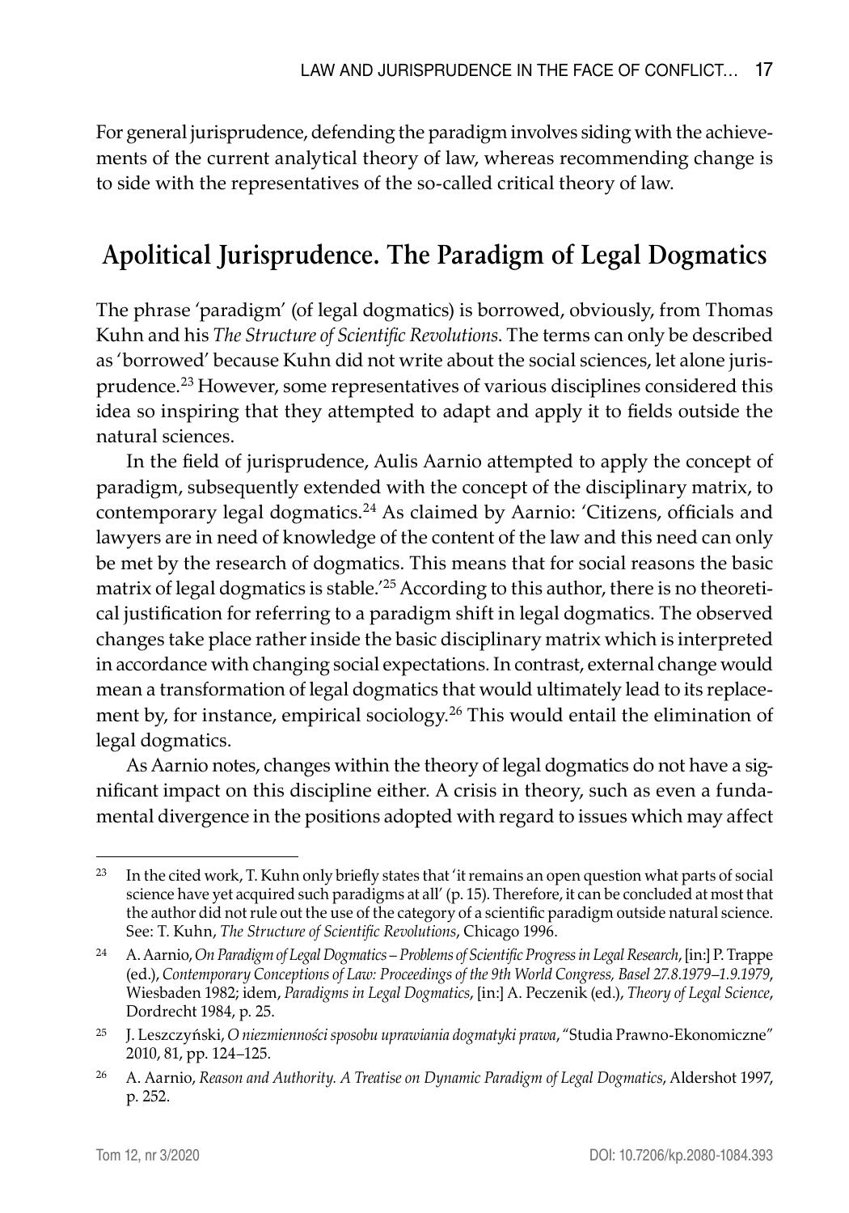For general jurisprudence, defending the paradigm involves siding with the achievements of the current analytical theory of law, whereas recommending change is to side with the representatives of the so-called critical theory of law.

## Apolitical Jurisprudence. The Paradigm of Legal Dogmatics

The phrase 'paradigm' (of legal dogmatics) is borrowed, obviously, from Thomas Kuhn and his *The Structure of Scientific Revolutions*. The terms can only be described as 'borrowed' because Kuhn did not write about the social sciences, let alone jurisprudence.[23] However, some representatives of various disciplines considered this idea so inspiring that they attempted to adapt and apply it to fields outside the natural sciences.

In the field of jurisprudence, Aulis Aarnio attempted to apply the concept of paradigm, subsequently extended with the concept of the disciplinary matrix, to contemporary legal dogmatics.[24] As claimed by Aarnio: 'Citizens, officials and lawyers are in need of knowledge of the content of the law and this need can only be met by the research of dogmatics. This means that for social reasons the basic matrix of legal dogmatics is stable.'[25] According to this author, there is no theoretical justification for referring to a paradigm shift in legal dogmatics. The observed changes take place rather inside the basic disciplinary matrix which is interpreted in accordance with changing social expectations. In contrast, external change would mean a transformation of legal dogmatics that would ultimately lead to its replacement by, for instance, empirical sociology.[26] This would entail the elimination of legal dogmatics.

As Aarnio notes, changes within the theory of legal dogmatics do not have a significant impact on this discipline either. A crisis in theory, such as even a fundamental divergence in the positions adopted with regard to issues which may affect

---

[23] In the cited work, T. Kuhn only briefly states that 'it remains an open question what parts of social science have yet acquired such paradigms at all' (p. 15). Therefore, it can be concluded at most that the author did not rule out the use of the category of a scientific paradigm outside natural science. See: T. Kuhn, *The Structure of Scientific Revolutions*, Chicago 1996.

[24] A. Aarnio, *On Paradigm of Legal Dogmatics – Problems of Scientific Progress in Legal Research*, [in:] P. Trappe (ed.), *Contemporary Conceptions of Law: Proceedings of the 9th World Congress, Basel 27.8.1979–1.9.1979*, Wiesbaden 1982; idem, *Paradigms in Legal Dogmatics*, [in:] A. Peczenik (ed.), *Theory of Legal Science*, Dordrecht 1984, p. 25.

[25] J. Leszczyński, *O niezmienności sposobu uprawiania dogmatyki prawa*, "Studia Prawno-Ekonomiczne" 2010, 81, pp. 124–125.

[26] A. Aarnio, *Reason and Authority. A Treatise on Dynamic Paradigm of Legal Dogmatics*, Aldershot 1997, p. 252.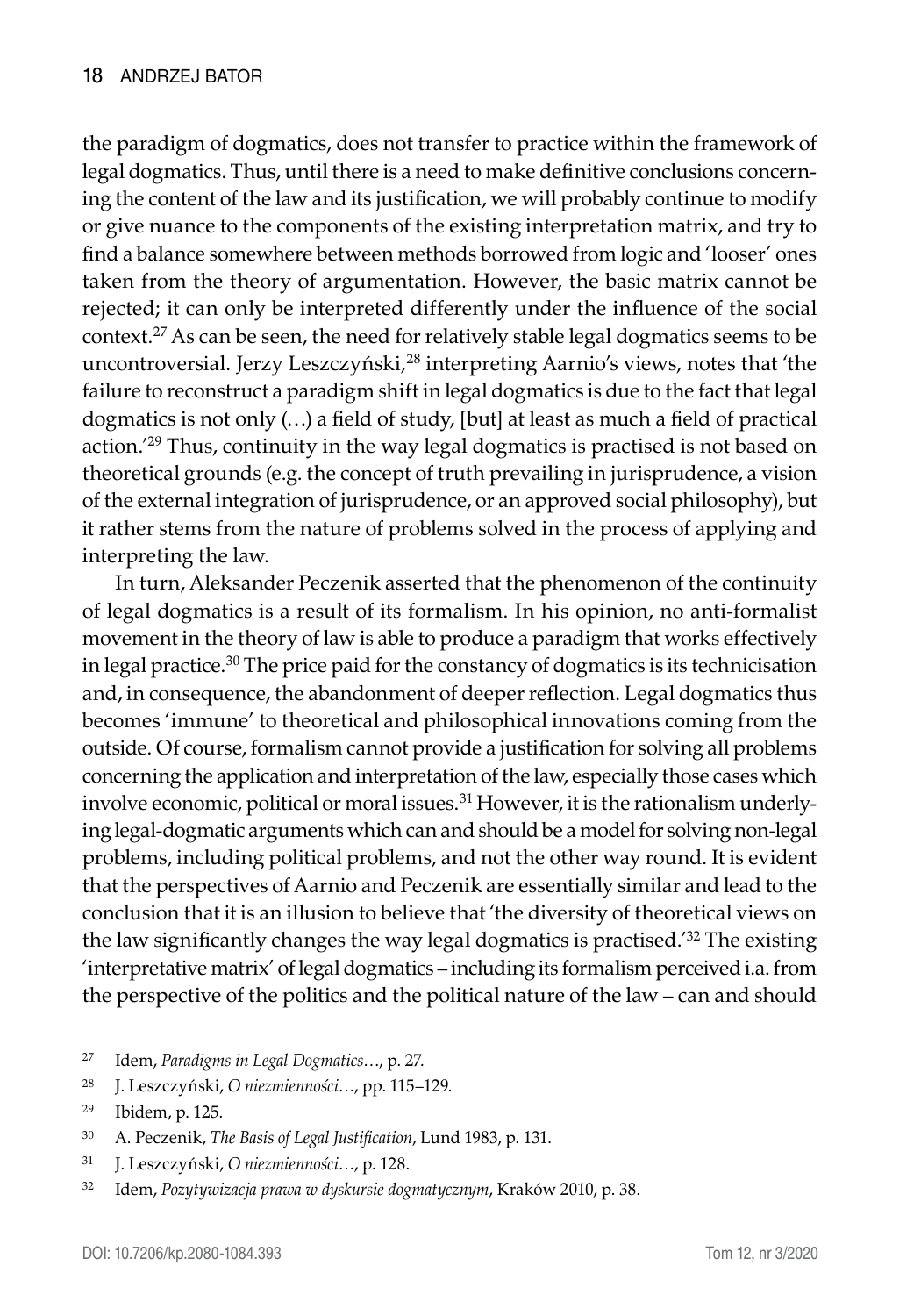the paradigm of dogmatics, does not transfer to practice within the framework of legal dogmatics. Thus, until there is a need to make definitive conclusions concerning the content of the law and its justification, we will probably continue to modify or give nuance to the components of the existing interpretation matrix, and try to find a balance somewhere between methods borrowed from logic and 'looser' ones taken from the theory of argumentation. However, the basic matrix cannot be rejected; it can only be interpreted differently under the influence of the social context.[27] As can be seen, the need for relatively stable legal dogmatics seems to be uncontroversial. Jerzy Leszczyński,[28] interpreting Aarnio's views, notes that 'the failure to reconstruct a paradigm shift in legal dogmatics is due to the fact that legal dogmatics is not only (…) a field of study, [but] at least as much a field of practical action.'[29] Thus, continuity in the way legal dogmatics is practised is not based on theoretical grounds (e.g. the concept of truth prevailing in jurisprudence, a vision of the external integration of jurisprudence, or an approved social philosophy), but it rather stems from the nature of problems solved in the process of applying and interpreting the law.

In turn, Aleksander Peczenik asserted that the phenomenon of the continuity of legal dogmatics is a result of its formalism. In his opinion, no anti-formalist movement in the theory of law is able to produce a paradigm that works effectively in legal practice.[30] The price paid for the constancy of dogmatics is its technicisation and, in consequence, the abandonment of deeper reflection. Legal dogmatics thus becomes 'immune' to theoretical and philosophical innovations coming from the outside. Of course, formalism cannot provide a justification for solving all problems concerning the application and interpretation of the law, especially those cases which involve economic, political or moral issues.[31] However, it is the rationalism underlying legal-dogmatic arguments which can and should be a model for solving non-legal problems, including political problems, and not the other way round. It is evident that the perspectives of Aarnio and Peczenik are essentially similar and lead to the conclusion that it is an illusion to believe that 'the diversity of theoretical views on the law significantly changes the way legal dogmatics is practised.'[32] The existing 'interpretative matrix' of legal dogmatics – including its formalism perceived i.a. from the perspective of the politics and the political nature of the law – can and should

---

[27] Idem, *Paradigms in Legal Dogmatics*…, p. 27.

[28] J. Leszczyński, *O niezmienności*…, pp. 115–129.

[29] Ibidem, p. 125.

[30] A. Peczenik, *The Basis of Legal Justification*, Lund 1983, p. 131.

[31] J. Leszczyński, *O niezmienności*…, p. 128.

[32] Idem, *Pozytywizacja prawa w dyskursie dogmatycznym*, Kraków 2010, p. 38.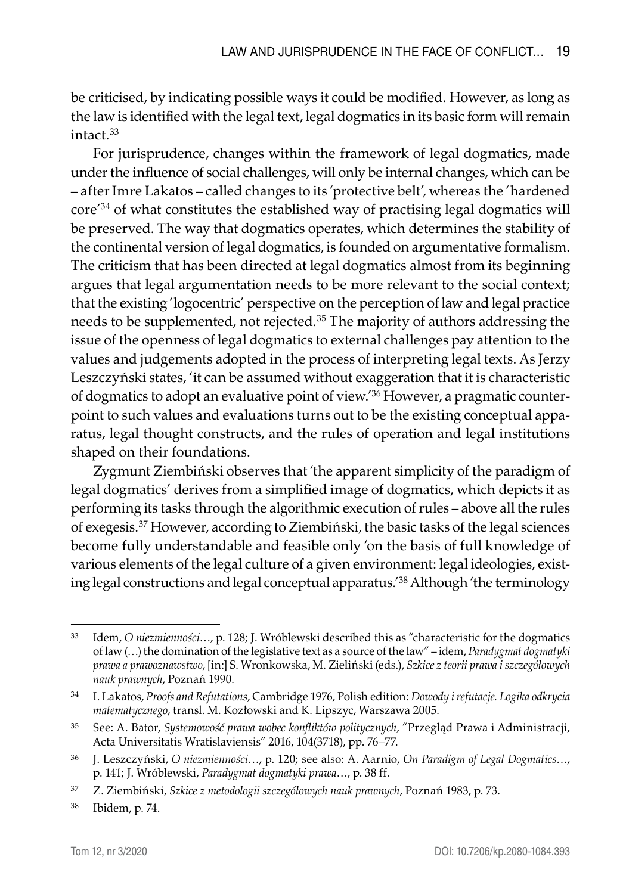be criticised, by indicating possible ways it could be modified. However, as long as the law is identified with the legal text, legal dogmatics in its basic form will remain intact.[33]

For jurisprudence, changes within the framework of legal dogmatics, made under the influence of social challenges, will only be internal changes, which can be – after Imre Lakatos – called changes to its 'protective belt', whereas the 'hardened core'[34] of what constitutes the established way of practising legal dogmatics will be preserved. The way that dogmatics operates, which determines the stability of the continental version of legal dogmatics, is founded on argumentative formalism. The criticism that has been directed at legal dogmatics almost from its beginning argues that legal argumentation needs to be more relevant to the social context; that the existing 'logocentric' perspective on the perception of law and legal practice needs to be supplemented, not rejected.[35] The majority of authors addressing the issue of the openness of legal dogmatics to external challenges pay attention to the values and judgements adopted in the process of interpreting legal texts. As Jerzy Leszczyński states, 'it can be assumed without exaggeration that it is characteristic of dogmatics to adopt an evaluative point of view.'[36] However, a pragmatic counterpoint to such values and evaluations turns out to be the existing conceptual apparatus, legal thought constructs, and the rules of operation and legal institutions shaped on their foundations.

Zygmunt Ziembiński observes that 'the apparent simplicity of the paradigm of legal dogmatics' derives from a simplified image of dogmatics, which depicts it as performing its tasks through the algorithmic execution of rules – above all the rules of exegesis.[37] However, according to Ziembiński, the basic tasks of the legal sciences become fully understandable and feasible only 'on the basis of full knowledge of various elements of the legal culture of a given environment: legal ideologies, existing legal constructions and legal conceptual apparatus.'[38] Although 'the terminology

---

[33] Idem, *O niezmienności…*, p. 128; J. Wróblewski described this as "characteristic for the dogmatics of law (…) the domination of the legislative text as a source of the law" – idem, *Paradygmat dogmatyki prawa a prawoznawstwo*, [in:] S. Wronkowska, M. Zieliński (eds.), *Szkice z teorii prawa i szczegółowych nauk prawnych*, Poznań 1990.

[34] I. Lakatos, *Proofs and Refutations*, Cambridge 1976, Polish edition: *Dowody i refutacje. Logika odkrycia matematycznego*, transl. M. Kozłowski and K. Lipszyc, Warszawa 2005.

[35] See: A. Bator, *Systemowość prawa wobec konfliktów politycznych*, "Przegląd Prawa i Administracji, Acta Universitatis Wratislaviensis" 2016, 104(3718), pp. 76–77.

[36] J. Leszczyński, *O niezmienności…*, p. 120; see also: A. Aarnio, *On Paradigm of Legal Dogmatics…*, p. 141; J. Wróblewski, *Paradygmat dogmatyki prawa…*, p. 38 ff.

[37] Z. Ziembiński, *Szkice z metodologii szczegółowych nauk prawnych*, Poznań 1983, p. 73.

[38] Ibidem, p. 74.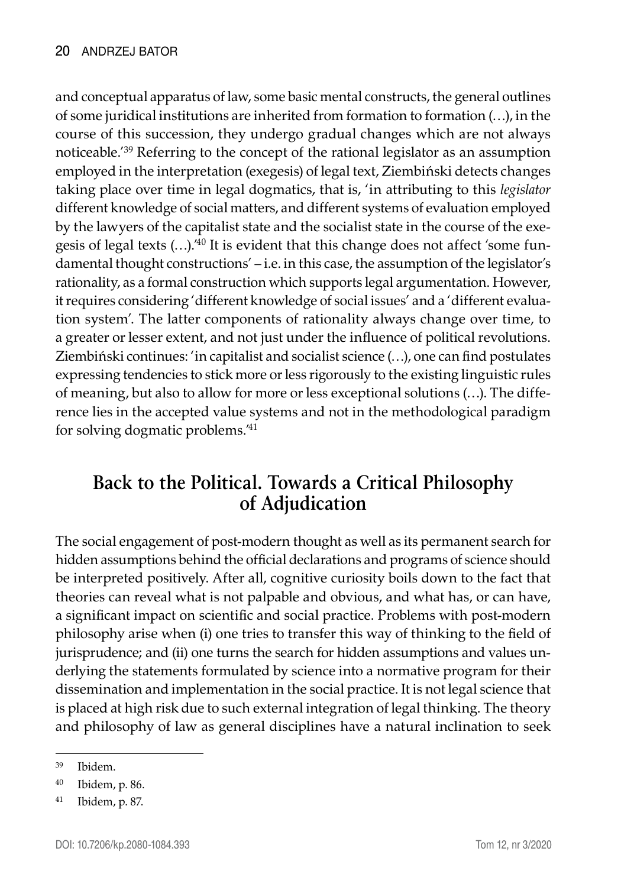and conceptual apparatus of law, some basic mental constructs, the general outlines of some juridical institutions are inherited from formation to formation (…), in the course of this succession, they undergo gradual changes which are not always noticeable.'[39] Referring to the concept of the rational legislator as an assumption employed in the interpretation (exegesis) of legal text, Ziembiński detects changes taking place over time in legal dogmatics, that is, 'in attributing to this *legislator* different knowledge of social matters, and different systems of evaluation employed by the lawyers of the capitalist state and the socialist state in the course of the exegesis of legal texts (…).'[40] It is evident that this change does not affect 'some fundamental thought constructions' – i.e. in this case, the assumption of the legislator's rationality, as a formal construction which supports legal argumentation. However, it requires considering 'different knowledge of social issues' and a 'different evaluation system'. The latter components of rationality always change over time, to a greater or lesser extent, and not just under the influence of political revolutions. Ziembiński continues: 'in capitalist and socialist science (…), one can find postulates expressing tendencies to stick more or less rigorously to the existing linguistic rules of meaning, but also to allow for more or less exceptional solutions (…). The difference lies in the accepted value systems and not in the methodological paradigm for solving dogmatic problems.'[41]

## Back to the Political. Towards a Critical Philosophy of Adjudication

The social engagement of post-modern thought as well as its permanent search for hidden assumptions behind the official declarations and programs of science should be interpreted positively. After all, cognitive curiosity boils down to the fact that theories can reveal what is not palpable and obvious, and what has, or can have, a significant impact on scientific and social practice. Problems with post-modern philosophy arise when (i) one tries to transfer this way of thinking to the field of jurisprudence; and (ii) one turns the search for hidden assumptions and values underlying the statements formulated by science into a normative program for their dissemination and implementation in the social practice. It is not legal science that is placed at high risk due to such external integration of legal thinking. The theory and philosophy of law as general disciplines have a natural inclination to seek

[39] Ibidem.

[40] Ibidem, p. 86.

[41] Ibidem, p. 87.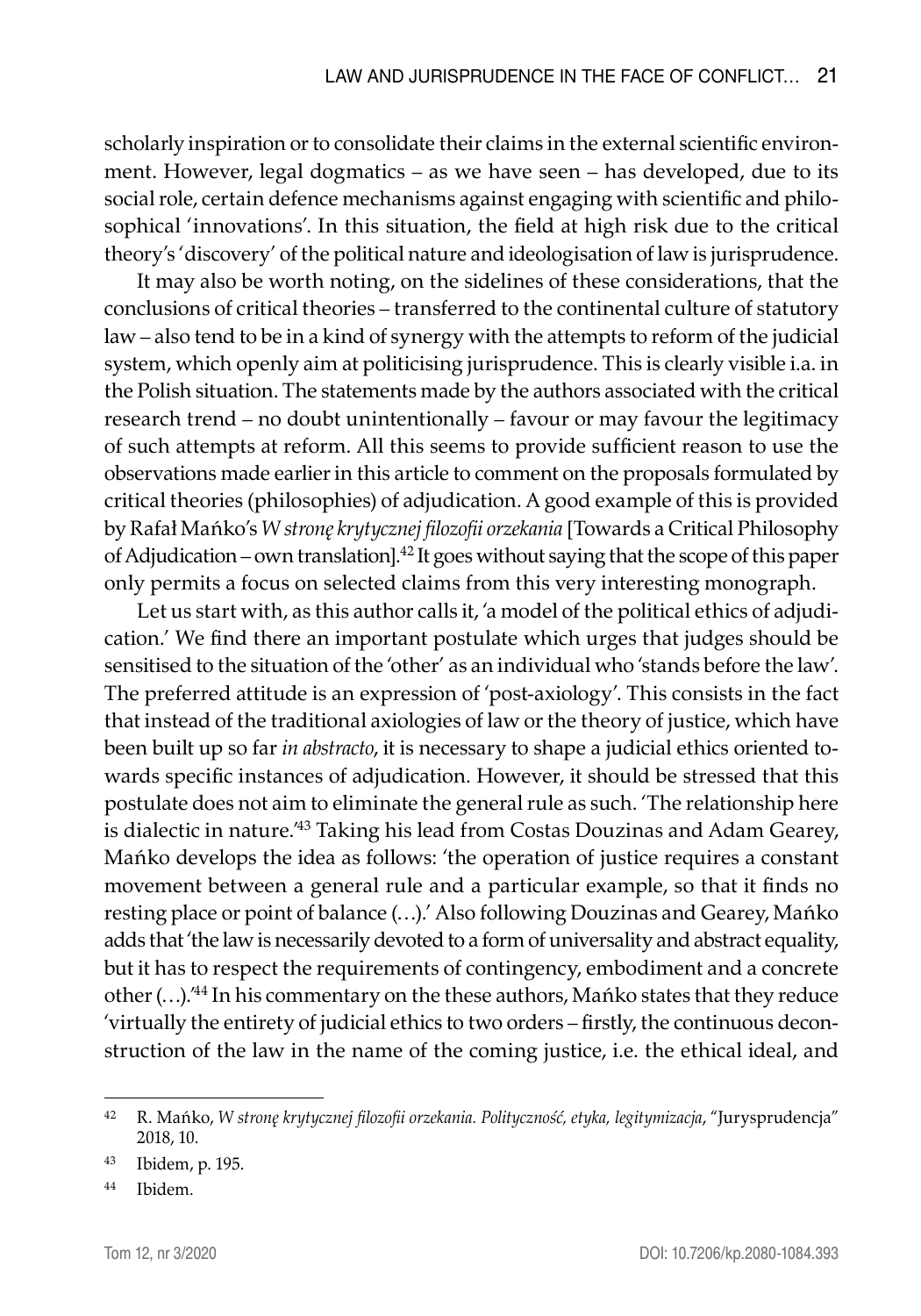scholarly inspiration or to consolidate their claims in the external scientific environment. However, legal dogmatics – as we have seen – has developed, due to its social role, certain defence mechanisms against engaging with scientific and philosophical 'innovations'. In this situation, the field at high risk due to the critical theory's 'discovery' of the political nature and ideologisation of law is jurisprudence.

It may also be worth noting, on the sidelines of these considerations, that the conclusions of critical theories – transferred to the continental culture of statutory law – also tend to be in a kind of synergy with the attempts to reform of the judicial system, which openly aim at politicising jurisprudence. This is clearly visible i.a. in the Polish situation. The statements made by the authors associated with the critical research trend – no doubt unintentionally – favour or may favour the legitimacy of such attempts at reform. All this seems to provide sufficient reason to use the observations made earlier in this article to comment on the proposals formulated by critical theories (philosophies) of adjudication. A good example of this is provided by Rafał Mańko's *W stronę krytycznej filozofii orzekania* [Towards a Critical Philosophy of Adjudication – own translation].[42] It goes without saying that the scope of this paper only permits a focus on selected claims from this very interesting monograph.

Let us start with, as this author calls it, 'a model of the political ethics of adjudication.' We find there an important postulate which urges that judges should be sensitised to the situation of the 'other' as an individual who 'stands before the law'. The preferred attitude is an expression of 'post-axiology'. This consists in the fact that instead of the traditional axiologies of law or the theory of justice, which have been built up so far *in abstracto*, it is necessary to shape a judicial ethics oriented towards specific instances of adjudication. However, it should be stressed that this postulate does not aim to eliminate the general rule as such. 'The relationship here is dialectic in nature.'[43] Taking his lead from Costas Douzinas and Adam Gearey, Mańko develops the idea as follows: 'the operation of justice requires a constant movement between a general rule and a particular example, so that it finds no resting place or point of balance (…).' Also following Douzinas and Gearey, Mańko adds that 'the law is necessarily devoted to a form of universality and abstract equality, but it has to respect the requirements of contingency, embodiment and a concrete other (…).'[44] In his commentary on the these authors, Mańko states that they reduce 'virtually the entirety of judicial ethics to two orders – firstly, the continuous deconstruction of the law in the name of the coming justice, i.e. the ethical ideal, and

---

[42] R. Mańko, *W stronę krytycznej filozofii orzekania. Polityczność, etyka, legitymizacja*, "Jurysprudencja" 2018, 10.

[43] Ibidem, p. 195.

[44] Ibidem.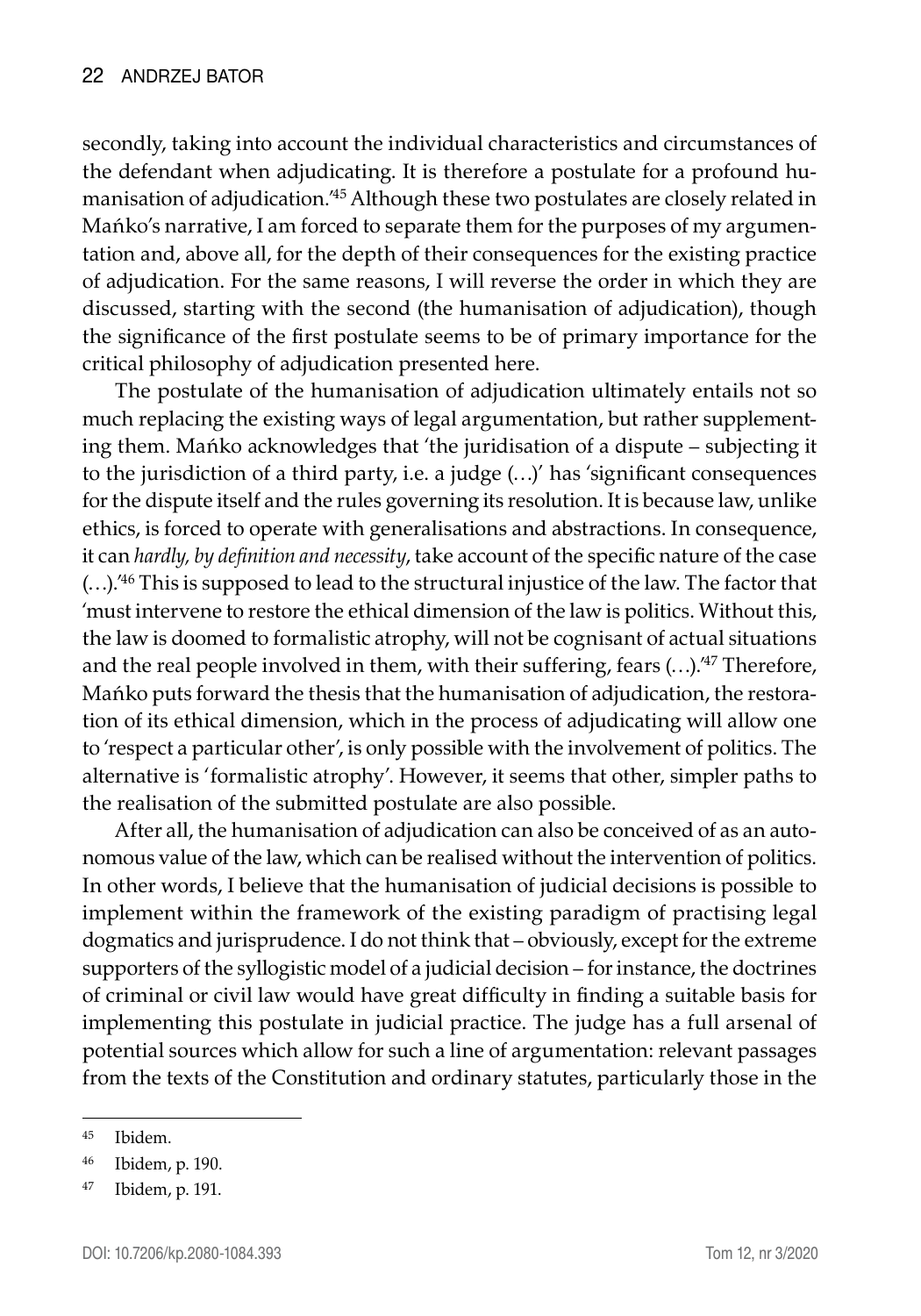secondly, taking into account the individual characteristics and circumstances of the defendant when adjudicating. It is therefore a postulate for a profound humanisation of adjudication.'[45] Although these two postulates are closely related in Mańko's narrative, I am forced to separate them for the purposes of my argumentation and, above all, for the depth of their consequences for the existing practice of adjudication. For the same reasons, I will reverse the order in which they are discussed, starting with the second (the humanisation of adjudication), though the significance of the first postulate seems to be of primary importance for the critical philosophy of adjudication presented here.

The postulate of the humanisation of adjudication ultimately entails not so much replacing the existing ways of legal argumentation, but rather supplementing them. Mańko acknowledges that 'the juridisation of a dispute – subjecting it to the jurisdiction of a third party, i.e. a judge (…)' has 'significant consequences for the dispute itself and the rules governing its resolution. It is because law, unlike ethics, is forced to operate with generalisations and abstractions. In consequence, it can *hardly, by definition and necessity*, take account of the specific nature of the case (…).'[46] This is supposed to lead to the structural injustice of the law. The factor that 'must intervene to restore the ethical dimension of the law is politics. Without this, the law is doomed to formalistic atrophy, will not be cognisant of actual situations and the real people involved in them, with their suffering, fears (…).'[47] Therefore, Mańko puts forward the thesis that the humanisation of adjudication, the restoration of its ethical dimension, which in the process of adjudicating will allow one to 'respect a particular other', is only possible with the involvement of politics. The alternative is 'formalistic atrophy'. However, it seems that other, simpler paths to the realisation of the submitted postulate are also possible.

After all, the humanisation of adjudication can also be conceived of as an autonomous value of the law, which can be realised without the intervention of politics. In other words, I believe that the humanisation of judicial decisions is possible to implement within the framework of the existing paradigm of practising legal dogmatics and jurisprudence. I do not think that – obviously, except for the extreme supporters of the syllogistic model of a judicial decision – for instance, the doctrines of criminal or civil law would have great difficulty in finding a suitable basis for implementing this postulate in judicial practice. The judge has a full arsenal of potential sources which allow for such a line of argumentation: relevant passages from the texts of the Constitution and ordinary statutes, particularly those in the

---

[45] Ibidem.

[46] Ibidem, p. 190.

[47] Ibidem, p. 191.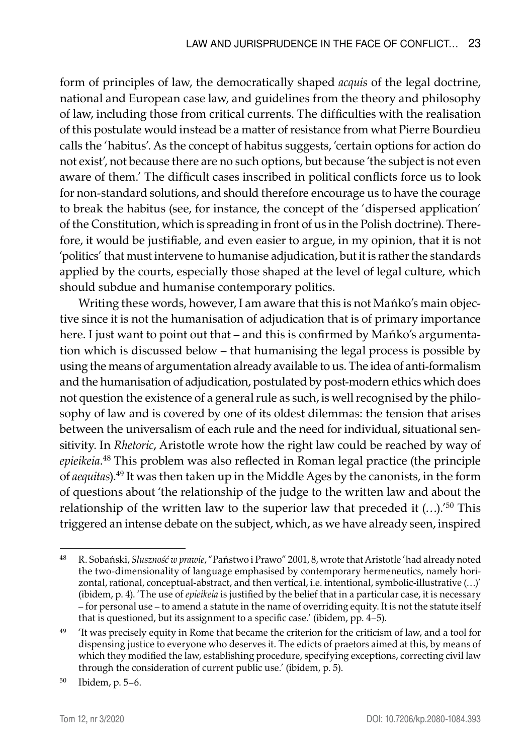form of principles of law, the democratically shaped *acquis* of the legal doctrine, national and European case law, and guidelines from the theory and philosophy of law, including those from critical currents. The difficulties with the realisation of this postulate would instead be a matter of resistance from what Pierre Bourdieu calls the 'habitus'. As the concept of habitus suggests, 'certain options for action do not exist', not because there are no such options, but because 'the subject is not even aware of them.' The difficult cases inscribed in political conflicts force us to look for non-standard solutions, and should therefore encourage us to have the courage to break the habitus (see, for instance, the concept of the 'dispersed application' of the Constitution, which is spreading in front of us in the Polish doctrine). Therefore, it would be justifiable, and even easier to argue, in my opinion, that it is not 'politics' that must intervene to humanise adjudication, but it is rather the standards applied by the courts, especially those shaped at the level of legal culture, which should subdue and humanise contemporary politics.

Writing these words, however, I am aware that this is not Mańko's main objective since it is not the humanisation of adjudication that is of primary importance here. I just want to point out that – and this is confirmed by Mańko's argumentation which is discussed below – that humanising the legal process is possible by using the means of argumentation already available to us. The idea of anti-formalism and the humanisation of adjudication, postulated by post-modern ethics which does not question the existence of a general rule as such, is well recognised by the philosophy of law and is covered by one of its oldest dilemmas: the tension that arises between the universalism of each rule and the need for individual, situational sensitivity. In *Rhetoric*, Aristotle wrote how the right law could be reached by way of *epieikeia*.[48] This problem was also reflected in Roman legal practice (the principle of *aequitas*).[49] It was then taken up in the Middle Ages by the canonists, in the form of questions about 'the relationship of the judge to the written law and about the relationship of the written law to the superior law that preceded it (…).'[50] This triggered an intense debate on the subject, which, as we have already seen, inspired

---

[48] R. Sobański, *Słuszność w prawie*, "Państwo i Prawo" 2001, 8, wrote that Aristotle 'had already noted the two-dimensionality of language emphasised by contemporary hermeneutics, namely horizontal, rational, conceptual-abstract, and then vertical, i.e. intentional, symbolic-illustrative (…)' (ibidem, p. 4). 'The use of *epieikeia* is justified by the belief that in a particular case, it is necessary – for personal use – to amend a statute in the name of overriding equity. It is not the statute itself that is questioned, but its assignment to a specific case.' (ibidem, pp. 4–5).

[49] 'It was precisely equity in Rome that became the criterion for the criticism of law, and a tool for dispensing justice to everyone who deserves it. The edicts of praetors aimed at this, by means of which they modified the law, establishing procedure, specifying exceptions, correcting civil law through the consideration of current public use.' (ibidem, p. 5).

[50] Ibidem, p. 5–6.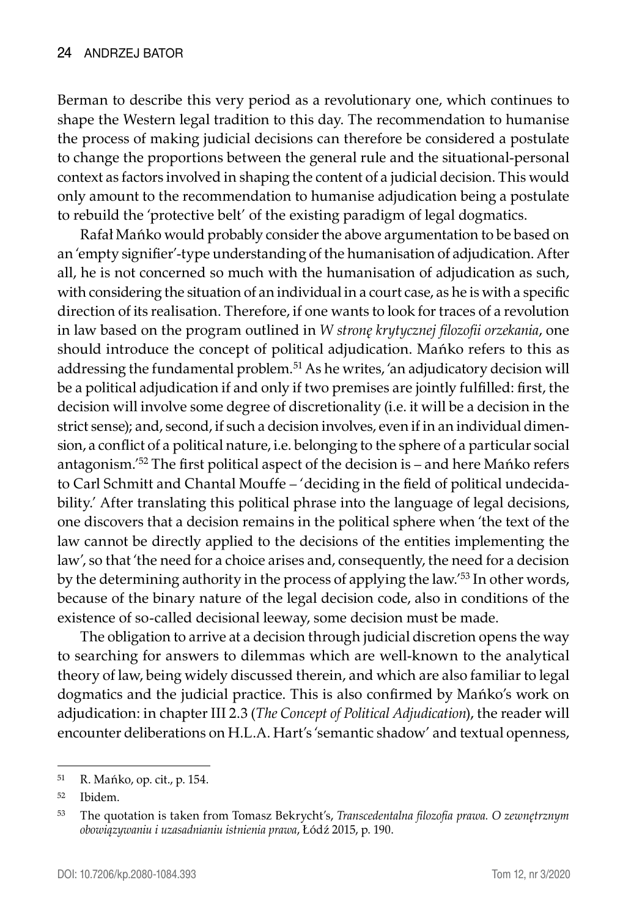Berman to describe this very period as a revolutionary one, which continues to shape the Western legal tradition to this day. The recommendation to humanise the process of making judicial decisions can therefore be considered a postulate to change the proportions between the general rule and the situational-personal context as factors involved in shaping the content of a judicial decision. This would only amount to the recommendation to humanise adjudication being a postulate to rebuild the 'protective belt' of the existing paradigm of legal dogmatics.

Rafał Mańko would probably consider the above argumentation to be based on an 'empty signifier'-type understanding of the humanisation of adjudication. After all, he is not concerned so much with the humanisation of adjudication as such, with considering the situation of an individual in a court case, as he is with a specific direction of its realisation. Therefore, if one wants to look for traces of a revolution in law based on the program outlined in *W stronę krytycznej filozofii orzekania*, one should introduce the concept of political adjudication. Mańko refers to this as addressing the fundamental problem.[51] As he writes, 'an adjudicatory decision will be a political adjudication if and only if two premises are jointly fulfilled: first, the decision will involve some degree of discretionality (i.e. it will be a decision in the strict sense); and, second, if such a decision involves, even if in an individual dimension, a conflict of a political nature, i.e. belonging to the sphere of a particular social antagonism.'[52] The first political aspect of the decision is – and here Mańko refers to Carl Schmitt and Chantal Mouffe – 'deciding in the field of political undecidability.' After translating this political phrase into the language of legal decisions, one discovers that a decision remains in the political sphere when 'the text of the law cannot be directly applied to the decisions of the entities implementing the law', so that 'the need for a choice arises and, consequently, the need for a decision by the determining authority in the process of applying the law.'[53] In other words, because of the binary nature of the legal decision code, also in conditions of the existence of so-called decisional leeway, some decision must be made.

The obligation to arrive at a decision through judicial discretion opens the way to searching for answers to dilemmas which are well-known to the analytical theory of law, being widely discussed therein, and which are also familiar to legal dogmatics and the judicial practice. This is also confirmed by Mańko's work on adjudication: in chapter III 2.3 (*The Concept of Political Adjudication*), the reader will encounter deliberations on H.L.A. Hart's 'semantic shadow' and textual openness,

---

[51] R. Mańko, op. cit., p. 154.

[52] Ibidem.

[53] The quotation is taken from Tomasz Bekrycht's, *Transcedentalna filozofia prawa. O zewnętrznym obowiązywaniu i uzasadnianiu istnienia prawa*, Łódź 2015, p. 190.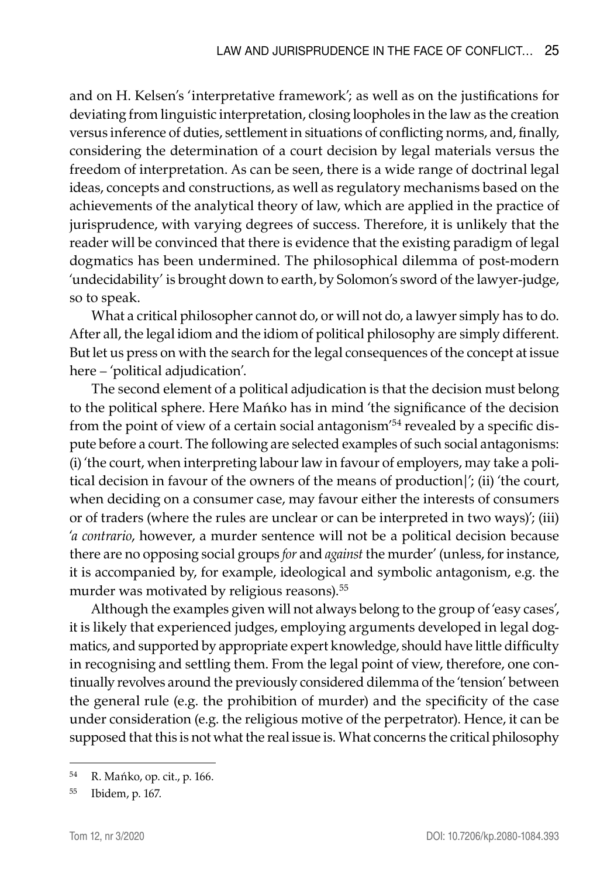and on H. Kelsen's 'interpretative framework'; as well as on the justifications for deviating from linguistic interpretation, closing loopholes in the law as the creation versus inference of duties, settlement in situations of conflicting norms, and, finally, considering the determination of a court decision by legal materials versus the freedom of interpretation. As can be seen, there is a wide range of doctrinal legal ideas, concepts and constructions, as well as regulatory mechanisms based on the achievements of the analytical theory of law, which are applied in the practice of jurisprudence, with varying degrees of success. Therefore, it is unlikely that the reader will be convinced that there is evidence that the existing paradigm of legal dogmatics has been undermined. The philosophical dilemma of post-modern 'undecidability' is brought down to earth, by Solomon's sword of the lawyer-judge, so to speak.

What a critical philosopher cannot do, or will not do, a lawyer simply has to do. After all, the legal idiom and the idiom of political philosophy are simply different. But let us press on with the search for the legal consequences of the concept at issue here – 'political adjudication'.

The second element of a political adjudication is that the decision must belong to the political sphere. Here Mańko has in mind 'the significance of the decision from the point of view of a certain social antagonism'[54] revealed by a specific dispute before a court. The following are selected examples of such social antagonisms: (i) 'the court, when interpreting labour law in favour of employers, may take a political decision in favour of the owners of the means of production|'; (ii) 'the court, when deciding on a consumer case, may favour either the interests of consumers or of traders (where the rules are unclear or can be interpreted in two ways)'; (iii) '*a contrario*, however, a murder sentence will not be a political decision because there are no opposing social groups *for* and *against* the murder' (unless, for instance, it is accompanied by, for example, ideological and symbolic antagonism, e.g. the murder was motivated by religious reasons).[55]

Although the examples given will not always belong to the group of 'easy cases', it is likely that experienced judges, employing arguments developed in legal dogmatics, and supported by appropriate expert knowledge, should have little difficulty in recognising and settling them. From the legal point of view, therefore, one continually revolves around the previously considered dilemma of the 'tension' between the general rule (e.g. the prohibition of murder) and the specificity of the case under consideration (e.g. the religious motive of the perpetrator). Hence, it can be supposed that this is not what the real issue is. What concerns the critical philosophy

---

[54] R. Mańko, op. cit., p. 166.

[55] Ibidem, p. 167.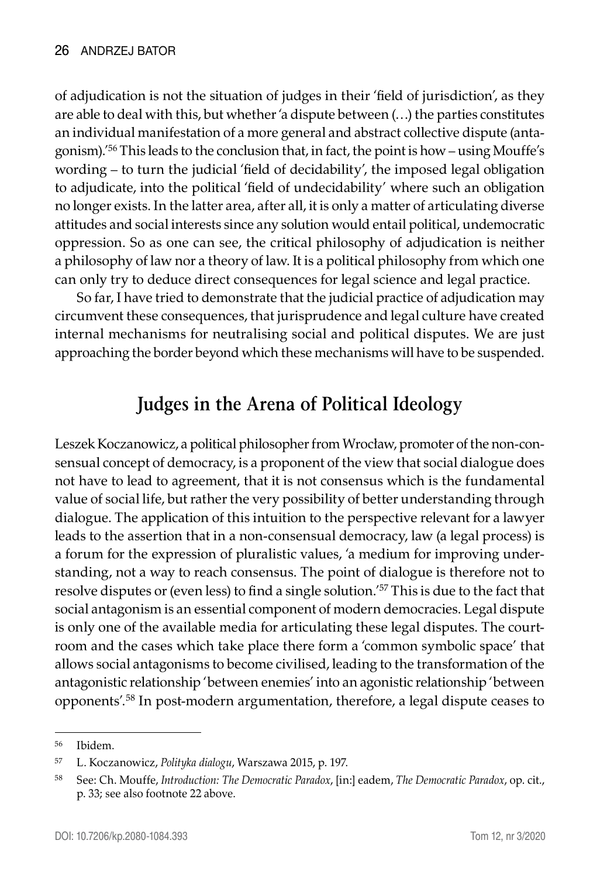of adjudication is not the situation of judges in their 'field of jurisdiction', as they are able to deal with this, but whether 'a dispute between (…) the parties constitutes an individual manifestation of a more general and abstract collective dispute (antagonism).'[56] This leads to the conclusion that, in fact, the point is how – using Mouffe's wording – to turn the judicial 'field of decidability', the imposed legal obligation to adjudicate, into the political 'field of undecidability' where such an obligation no longer exists. In the latter area, after all, it is only a matter of articulating diverse attitudes and social interests since any solution would entail political, undemocratic oppression. So as one can see, the critical philosophy of adjudication is neither a philosophy of law nor a theory of law. It is a political philosophy from which one can only try to deduce direct consequences for legal science and legal practice.

So far, I have tried to demonstrate that the judicial practice of adjudication may circumvent these consequences, that jurisprudence and legal culture have created internal mechanisms for neutralising social and political disputes. We are just approaching the border beyond which these mechanisms will have to be suspended.

## Judges in the Arena of Political Ideology

Leszek Koczanowicz, a political philosopher from Wrocław, promoter of the non-consensual concept of democracy, is a proponent of the view that social dialogue does not have to lead to agreement, that it is not consensus which is the fundamental value of social life, but rather the very possibility of better understanding through dialogue. The application of this intuition to the perspective relevant for a lawyer leads to the assertion that in a non-consensual democracy, law (a legal process) is a forum for the expression of pluralistic values, 'a medium for improving understanding, not a way to reach consensus. The point of dialogue is therefore not to resolve disputes or (even less) to find a single solution.'[57] This is due to the fact that social antagonism is an essential component of modern democracies. Legal dispute is only one of the available media for articulating these legal disputes. The courtroom and the cases which take place there form a 'common symbolic space' that allows social antagonisms to become civilised, leading to the transformation of the antagonistic relationship 'between enemies' into an agonistic relationship 'between opponents'.[58] In post-modern argumentation, therefore, a legal dispute ceases to

---

[56] Ibidem.

[57] L. Koczanowicz, *Polityka dialogu*, Warszawa 2015, p. 197.

[58] See: Ch. Mouffe, *Introduction: The Democratic Paradox*, [in:] eadem, *The Democratic Paradox*, op. cit., p. 33; see also footnote 22 above.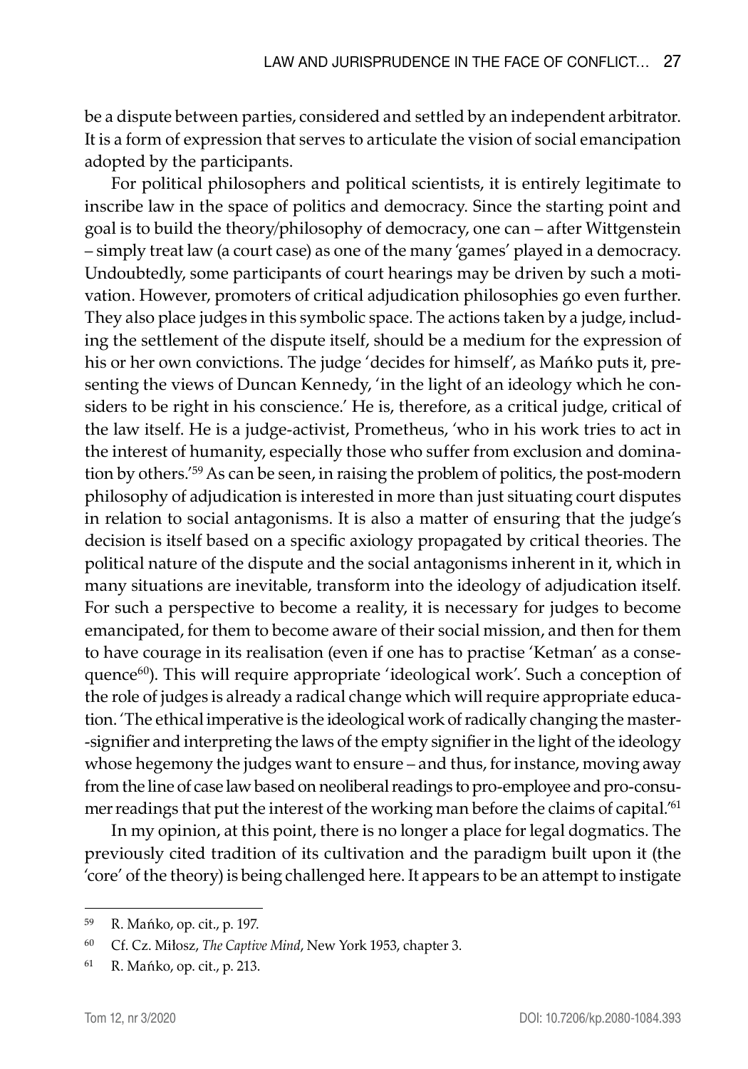be a dispute between parties, considered and settled by an independent arbitrator. It is a form of expression that serves to articulate the vision of social emancipation adopted by the participants.

For political philosophers and political scientists, it is entirely legitimate to inscribe law in the space of politics and democracy. Since the starting point and goal is to build the theory/philosophy of democracy, one can – after Wittgenstein – simply treat law (a court case) as one of the many 'games' played in a democracy. Undoubtedly, some participants of court hearings may be driven by such a motivation. However, promoters of critical adjudication philosophies go even further. They also place judges in this symbolic space. The actions taken by a judge, including the settlement of the dispute itself, should be a medium for the expression of his or her own convictions. The judge 'decides for himself', as Mańko puts it, presenting the views of Duncan Kennedy, 'in the light of an ideology which he considers to be right in his conscience.' He is, therefore, as a critical judge, critical of the law itself. He is a judge-activist, Prometheus, 'who in his work tries to act in the interest of humanity, especially those who suffer from exclusion and domination by others.'[59] As can be seen, in raising the problem of politics, the post-modern philosophy of adjudication is interested in more than just situating court disputes in relation to social antagonisms. It is also a matter of ensuring that the judge's decision is itself based on a specific axiology propagated by critical theories. The political nature of the dispute and the social antagonisms inherent in it, which in many situations are inevitable, transform into the ideology of adjudication itself. For such a perspective to become a reality, it is necessary for judges to become emancipated, for them to become aware of their social mission, and then for them to have courage in its realisation (even if one has to practise 'Ketman' as a consequence[60]). This will require appropriate 'ideological work'. Such a conception of the role of judges is already a radical change which will require appropriate education. 'The ethical imperative is the ideological work of radically changing the master-signifier and interpreting the laws of the empty signifier in the light of the ideology whose hegemony the judges want to ensure – and thus, for instance, moving away from the line of case law based on neoliberal readings to pro-employee and pro-consumer readings that put the interest of the working man before the claims of capital.'[61]

In my opinion, at this point, there is no longer a place for legal dogmatics. The previously cited tradition of its cultivation and the paradigm built upon it (the 'core' of the theory) is being challenged here. It appears to be an attempt to instigate

---

[59] R. Mańko, op. cit., p. 197.

[60] Cf. Cz. Miłosz, *The Captive Mind*, New York 1953, chapter 3.

[61] R. Mańko, op. cit., p. 213.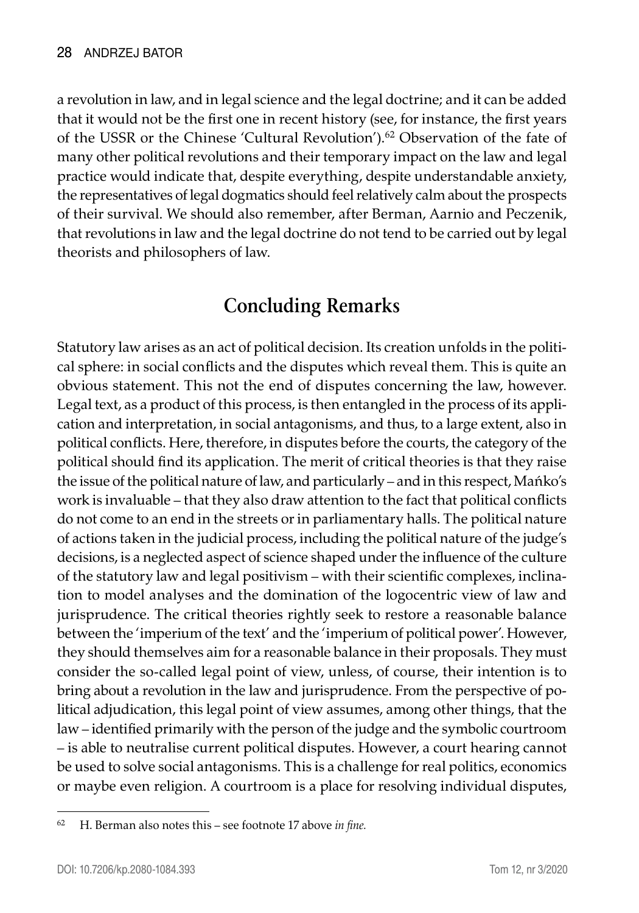a revolution in law, and in legal science and the legal doctrine; and it can be added that it would not be the first one in recent history (see, for instance, the first years of the USSR or the Chinese 'Cultural Revolution').[62] Observation of the fate of many other political revolutions and their temporary impact on the law and legal practice would indicate that, despite everything, despite understandable anxiety, the representatives of legal dogmatics should feel relatively calm about the prospects of their survival. We should also remember, after Berman, Aarnio and Peczenik, that revolutions in law and the legal doctrine do not tend to be carried out by legal theorists and philosophers of law.

## Concluding Remarks

Statutory law arises as an act of political decision. Its creation unfolds in the political sphere: in social conflicts and the disputes which reveal them. This is quite an obvious statement. This not the end of disputes concerning the law, however. Legal text, as a product of this process, is then entangled in the process of its application and interpretation, in social antagonisms, and thus, to a large extent, also in political conflicts. Here, therefore, in disputes before the courts, the category of the political should find its application. The merit of critical theories is that they raise the issue of the political nature of law, and particularly – and in this respect, Mańko's work is invaluable – that they also draw attention to the fact that political conflicts do not come to an end in the streets or in parliamentary halls. The political nature of actions taken in the judicial process, including the political nature of the judge's decisions, is a neglected aspect of science shaped under the influence of the culture of the statutory law and legal positivism – with their scientific complexes, inclination to model analyses and the domination of the logocentric view of law and jurisprudence. The critical theories rightly seek to restore a reasonable balance between the 'imperium of the text' and the 'imperium of political power'. However, they should themselves aim for a reasonable balance in their proposals. They must consider the so-called legal point of view, unless, of course, their intention is to bring about a revolution in the law and jurisprudence. From the perspective of political adjudication, this legal point of view assumes, among other things, that the law – identified primarily with the person of the judge and the symbolic courtroom – is able to neutralise current political disputes. However, a court hearing cannot be used to solve social antagonisms. This is a challenge for real politics, economics or maybe even religion. A courtroom is a place for resolving individual disputes,

---

[62] H. Berman also notes this – see footnote 17 above *in fine.*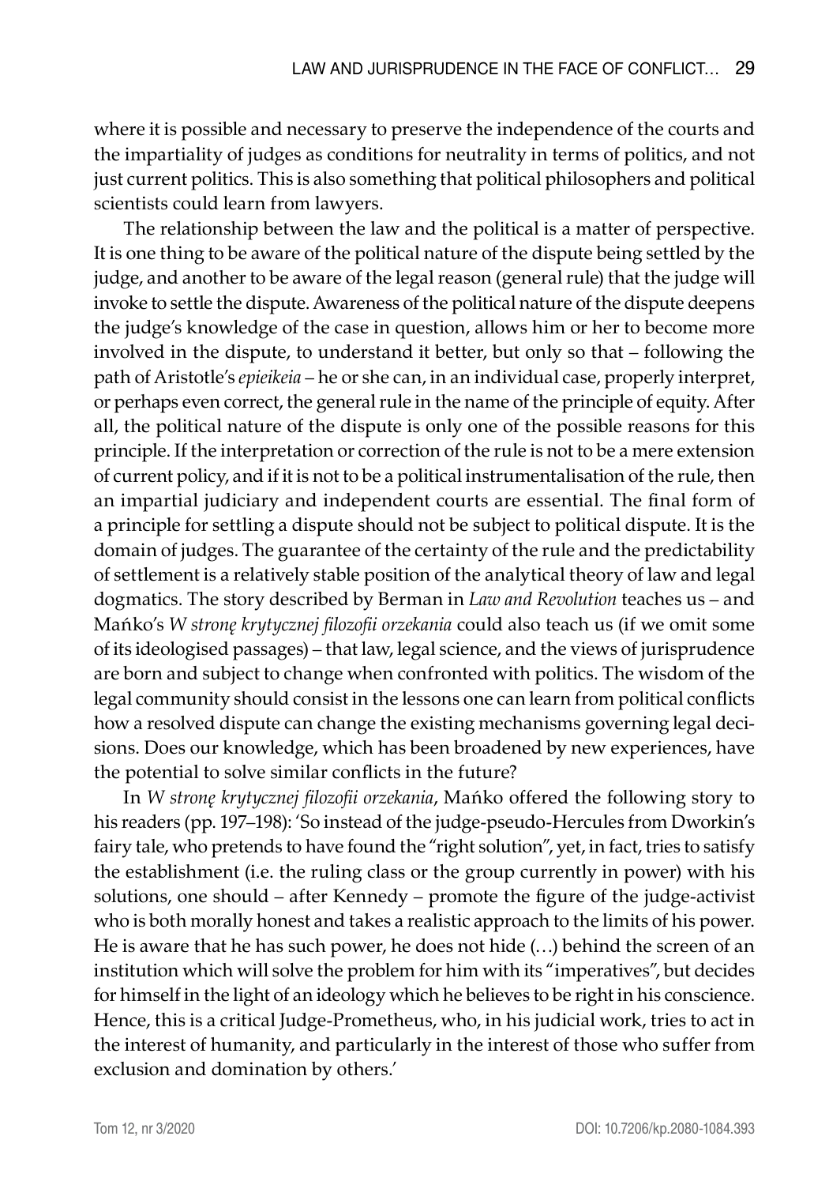where it is possible and necessary to preserve the independence of the courts and the impartiality of judges as conditions for neutrality in terms of politics, and not just current politics. This is also something that political philosophers and political scientists could learn from lawyers.

The relationship between the law and the political is a matter of perspective. It is one thing to be aware of the political nature of the dispute being settled by the judge, and another to be aware of the legal reason (general rule) that the judge will invoke to settle the dispute. Awareness of the political nature of the dispute deepens the judge's knowledge of the case in question, allows him or her to become more involved in the dispute, to understand it better, but only so that – following the path of Aristotle's *epieikeia* – he or she can, in an individual case, properly interpret, or perhaps even correct, the general rule in the name of the principle of equity. After all, the political nature of the dispute is only one of the possible reasons for this principle. If the interpretation or correction of the rule is not to be a mere extension of current policy, and if it is not to be a political instrumentalisation of the rule, then an impartial judiciary and independent courts are essential. The final form of a principle for settling a dispute should not be subject to political dispute. It is the domain of judges. The guarantee of the certainty of the rule and the predictability of settlement is a relatively stable position of the analytical theory of law and legal dogmatics. The story described by Berman in *Law and Revolution* teaches us – and Mańko's *W stronę krytycznej filozofii orzekania* could also teach us (if we omit some of its ideologised passages) – that law, legal science, and the views of jurisprudence are born and subject to change when confronted with politics. The wisdom of the legal community should consist in the lessons one can learn from political conflicts how a resolved dispute can change the existing mechanisms governing legal decisions. Does our knowledge, which has been broadened by new experiences, have the potential to solve similar conflicts in the future?

In *W stronę krytycznej filozofii orzekania*, Mańko offered the following story to his readers (pp. 197–198): 'So instead of the judge-pseudo-Hercules from Dworkin's fairy tale, who pretends to have found the "right solution", yet, in fact, tries to satisfy the establishment (i.e. the ruling class or the group currently in power) with his solutions, one should – after Kennedy – promote the figure of the judge-activist who is both morally honest and takes a realistic approach to the limits of his power. He is aware that he has such power, he does not hide (…) behind the screen of an institution which will solve the problem for him with its "imperatives", but decides for himself in the light of an ideology which he believes to be right in his conscience. Hence, this is a critical Judge-Prometheus, who, in his judicial work, tries to act in the interest of humanity, and particularly in the interest of those who suffer from exclusion and domination by others.'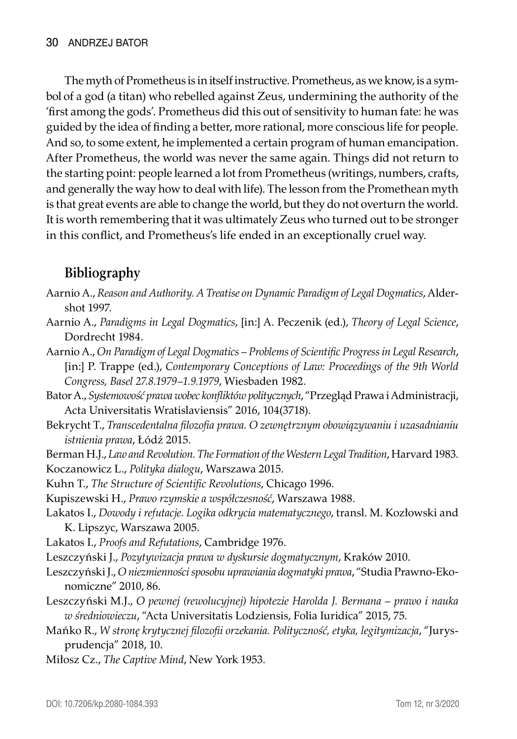The myth of Prometheus is in itself instructive. Prometheus, as we know, is a symbol of a god (a titan) who rebelled against Zeus, undermining the authority of the 'first among the gods'. Prometheus did this out of sensitivity to human fate: he was guided by the idea of finding a better, more rational, more conscious life for people. And so, to some extent, he implemented a certain program of human emancipation. After Prometheus, the world was never the same again. Things did not return to the starting point: people learned a lot from Prometheus (writings, numbers, crafts, and generally the way how to deal with life). The lesson from the Promethean myth is that great events are able to change the world, but they do not overturn the world. It is worth remembering that it was ultimately Zeus who turned out to be stronger in this conflict, and Prometheus's life ended in an exceptionally cruel way.

## Bibliography

Aarnio A., *Reason and Authority. A Treatise on Dynamic Paradigm of Legal Dogmatics*, Aldershot 1997.

Aarnio A., *Paradigms in Legal Dogmatics*, [in:] A. Peczenik (ed.), *Theory of Legal Science*, Dordrecht 1984.

Aarnio A., *On Paradigm of Legal Dogmatics – Problems of Scientific Progress in Legal Research*, [in:] P. Trappe (ed.), *Contemporary Conceptions of Law: Proceedings of the 9th World Congress, Basel 27.8.1979–1.9.1979*, Wiesbaden 1982.

Bator A., *Systemowość prawa wobec konfliktów politycznych*, "Przegląd Prawa i Administracji, Acta Universitatis Wratislaviensis" 2016, 104(3718).

Bekrycht T., *Transcedentalna filozofia prawa. O zewnętrznym obowiązywaniu i uzasadnianiu istnienia prawa*, Łódź 2015.

Berman H.J., *Law and Revolution. The Formation of the Western Legal Tradition*, Harvard 1983.

Koczanowicz L., *Polityka dialogu*, Warszawa 2015.

Kuhn T., *The Structure of Scientific Revolutions*, Chicago 1996.

Kupiszewski H., *Prawo rzymskie a współczesność*, Warszawa 1988.

Lakatos I., *Dowody i refutacje. Logika odkrycia matematycznego*, transl. M. Kozłowski and K. Lipszyc, Warszawa 2005.

Lakatos I., *Proofs and Refutations*, Cambridge 1976.

Leszczyński J., *Pozytywizacja prawa w dyskursie dogmatycznym*, Kraków 2010.

Leszczyński J., *O niezmienności sposobu uprawiania dogmatyki prawa*, "Studia Prawno-Ekonomiczne" 2010, 86.

Leszczyński M.J., *O pewnej (rewolucyjnej) hipotezie Harolda J. Bermana – prawo i nauka w średniowieczu*, "Acta Universitatis Lodziensis, Folia Iuridica" 2015, 75.

Mańko R., *W stronę krytycznej filozofii orzekania. Polityczność, etyka, legitymizacja*, "Jurysprudencja" 2018, 10.

Miłosz Cz., *The Captive Mind*, New York 1953.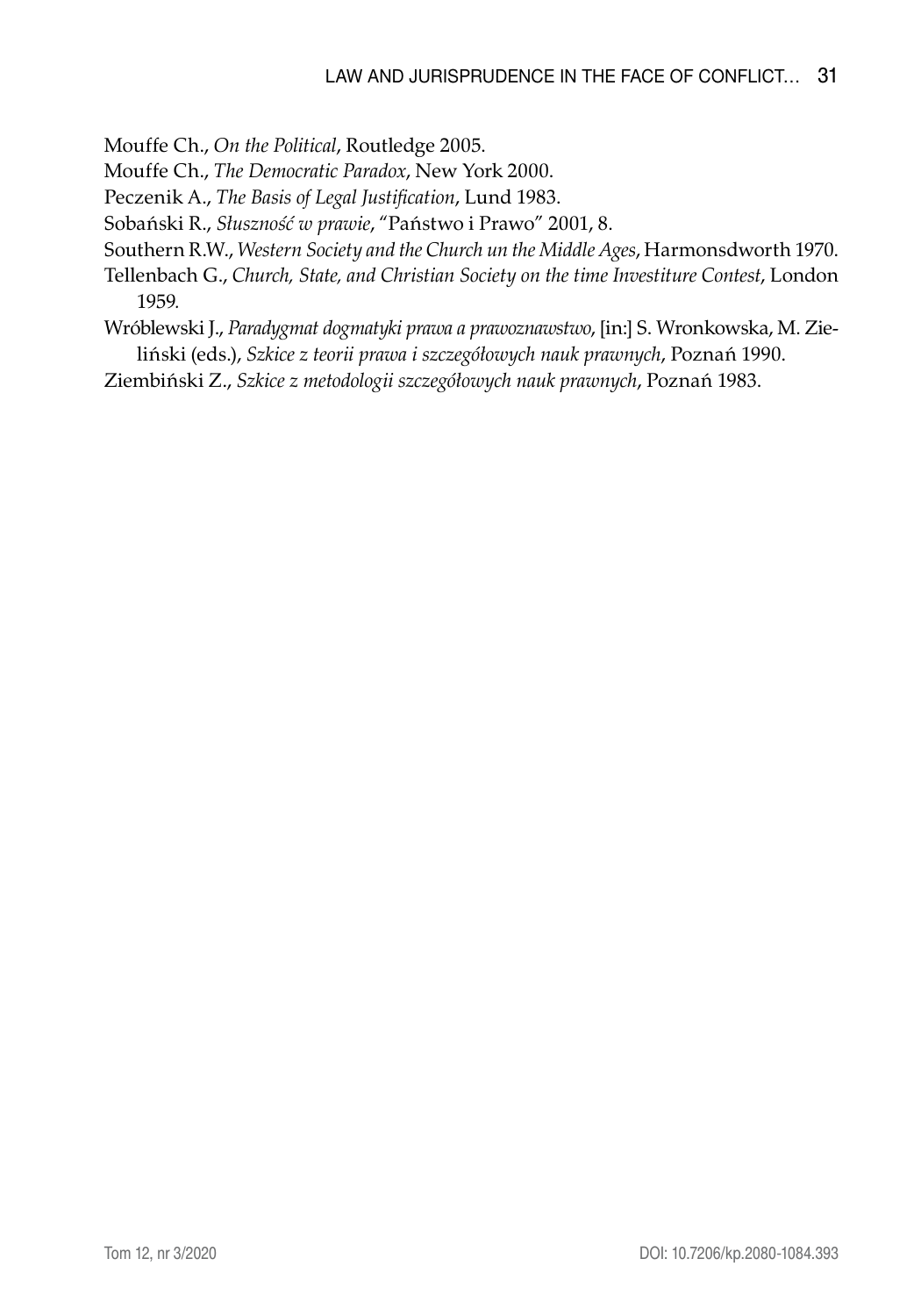Mouffe Ch., *On the Political*, Routledge 2005.

Mouffe Ch., *The Democratic Paradox*, New York 2000.

Peczenik A., *The Basis of Legal Justification*, Lund 1983.

Sobański R., *Słuszność w prawie*, "Państwo i Prawo" 2001, 8.

Southern R.W., *Western Society and the Church un the Middle Ages*, Harmonsdworth 1970.

Tellenbach G., *Church, State, and Christian Society on the time Investiture Contest*, London 1959.

Wróblewski J., *Paradygmat dogmatyki prawa a prawoznawstwo*, [in:] S. Wronkowska, M. Zieliński (eds.), *Szkice z teorii prawa i szczegółowych nauk prawnych*, Poznań 1990.

Ziembiński Z., *Szkice z metodologii szczegółowych nauk prawnych*, Poznań 1983.